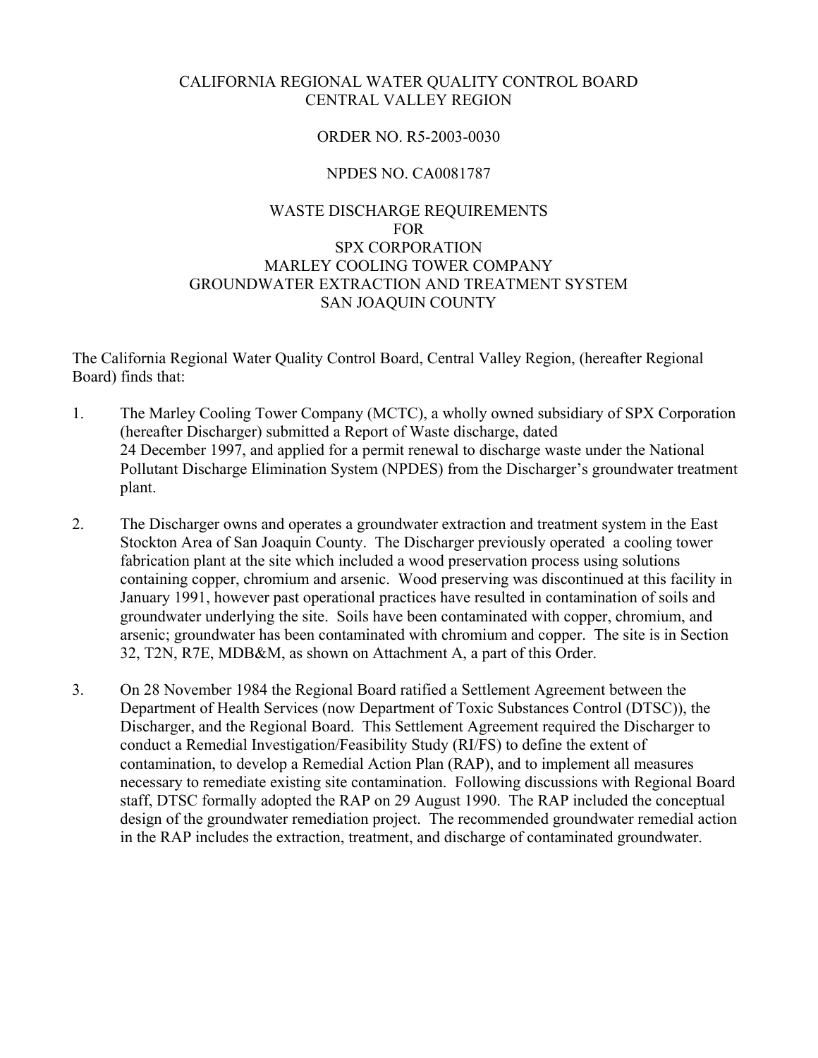CALIFORNIA REGIONAL WATER QUALITY CONTROL BOARD
CENTRAL VALLEY REGION

ORDER NO. R5-2003-0030

NPDES NO. CA0081787

WASTE DISCHARGE REQUIREMENTS
FOR
SPX CORPORATION
MARLEY COOLING TOWER COMPANY
GROUNDWATER EXTRACTION AND TREATMENT SYSTEM
SAN JOAQUIN COUNTY

The California Regional Water Quality Control Board, Central Valley Region, (hereafter Regional Board) finds that:

1. The Marley Cooling Tower Company (MCTC), a wholly owned subsidiary of SPX Corporation (hereafter Discharger) submitted a Report of Waste discharge, dated 24 December 1997, and applied for a permit renewal to discharge waste under the National Pollutant Discharge Elimination System (NPDES) from the Discharger's groundwater treatment plant.

2. The Discharger owns and operates a groundwater extraction and treatment system in the East Stockton Area of San Joaquin County. The Discharger previously operated a cooling tower fabrication plant at the site which included a wood preservation process using solutions containing copper, chromium and arsenic. Wood preserving was discontinued at this facility in January 1991, however past operational practices have resulted in contamination of soils and groundwater underlying the site. Soils have been contaminated with copper, chromium, and arsenic; groundwater has been contaminated with chromium and copper. The site is in Section 32, T2N, R7E, MDB&M, as shown on Attachment A, a part of this Order.

3. On 28 November 1984 the Regional Board ratified a Settlement Agreement between the Department of Health Services (now Department of Toxic Substances Control (DTSC)), the Discharger, and the Regional Board. This Settlement Agreement required the Discharger to conduct a Remedial Investigation/Feasibility Study (RI/FS) to define the extent of contamination, to develop a Remedial Action Plan (RAP), and to implement all measures necessary to remediate existing site contamination. Following discussions with Regional Board staff, DTSC formally adopted the RAP on 29 August 1990. The RAP included the conceptual design of the groundwater remediation project. The recommended groundwater remedial action in the RAP includes the extraction, treatment, and discharge of contaminated groundwater.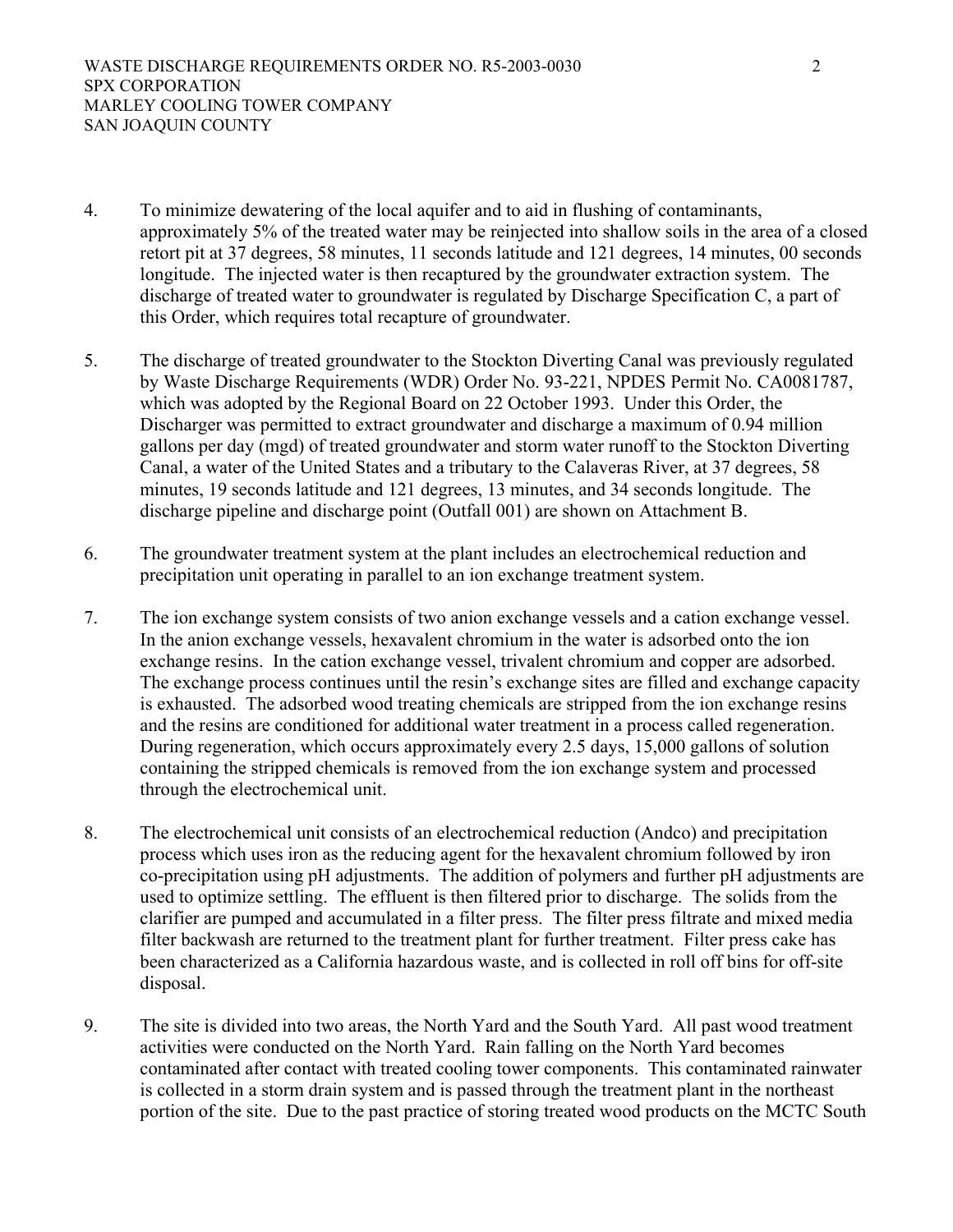4. To minimize dewatering of the local aquifer and to aid in flushing of contaminants, approximately 5% of the treated water may be reinjected into shallow soils in the area of a closed retort pit at 37 degrees, 58 minutes, 11 seconds latitude and 121 degrees, 14 minutes, 00 seconds longitude. The injected water is then recaptured by the groundwater extraction system. The discharge of treated water to groundwater is regulated by Discharge Specification C, a part of this Order, which requires total recapture of groundwater.

5. The discharge of treated groundwater to the Stockton Diverting Canal was previously regulated by Waste Discharge Requirements (WDR) Order No. 93-221, NPDES Permit No. CA0081787, which was adopted by the Regional Board on 22 October 1993. Under this Order, the Discharger was permitted to extract groundwater and discharge a maximum of 0.94 million gallons per day (mgd) of treated groundwater and storm water runoff to the Stockton Diverting Canal, a water of the United States and a tributary to the Calaveras River, at 37 degrees, 58 minutes, 19 seconds latitude and 121 degrees, 13 minutes, and 34 seconds longitude. The discharge pipeline and discharge point (Outfall 001) are shown on Attachment B.

6. The groundwater treatment system at the plant includes an electrochemical reduction and precipitation unit operating in parallel to an ion exchange treatment system.

7. The ion exchange system consists of two anion exchange vessels and a cation exchange vessel. In the anion exchange vessels, hexavalent chromium in the water is adsorbed onto the ion exchange resins. In the cation exchange vessel, trivalent chromium and copper are adsorbed. The exchange process continues until the resin's exchange sites are filled and exchange capacity is exhausted. The adsorbed wood treating chemicals are stripped from the ion exchange resins and the resins are conditioned for additional water treatment in a process called regeneration. During regeneration, which occurs approximately every 2.5 days, 15,000 gallons of solution containing the stripped chemicals is removed from the ion exchange system and processed through the electrochemical unit.

8. The electrochemical unit consists of an electrochemical reduction (Andco) and precipitation process which uses iron as the reducing agent for the hexavalent chromium followed by iron co-precipitation using pH adjustments. The addition of polymers and further pH adjustments are used to optimize settling. The effluent is then filtered prior to discharge. The solids from the clarifier are pumped and accumulated in a filter press. The filter press filtrate and mixed media filter backwash are returned to the treatment plant for further treatment. Filter press cake has been characterized as a California hazardous waste, and is collected in roll off bins for off-site disposal.

9. The site is divided into two areas, the North Yard and the South Yard. All past wood treatment activities were conducted on the North Yard. Rain falling on the North Yard becomes contaminated after contact with treated cooling tower components. This contaminated rainwater is collected in a storm drain system and is passed through the treatment plant in the northeast portion of the site. Due to the past practice of storing treated wood products on the MCTC South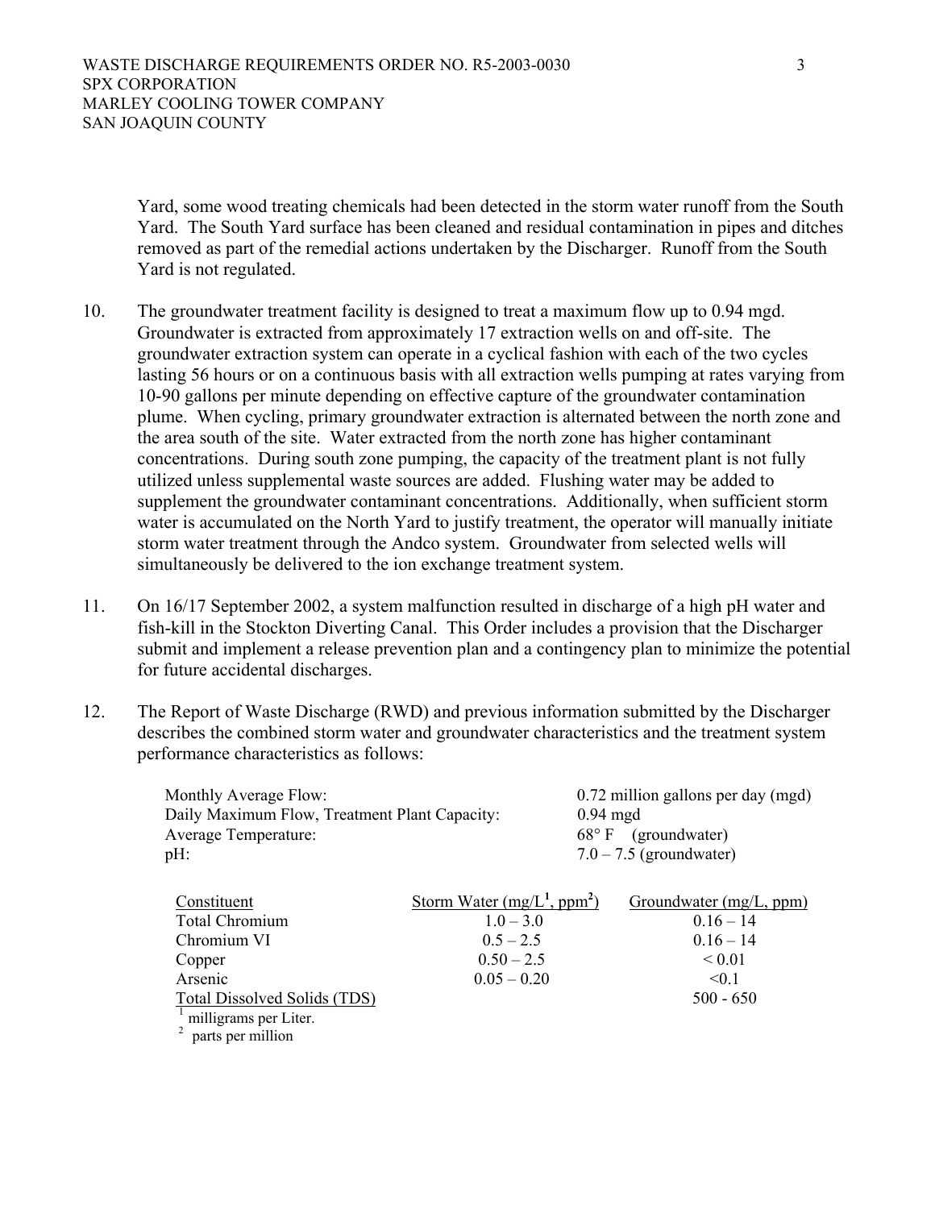Yard, some wood treating chemicals had been detected in the storm water runoff from the South Yard. The South Yard surface has been cleaned and residual contamination in pipes and ditches removed as part of the remedial actions undertaken by the Discharger. Runoff from the South Yard is not regulated.

10. The groundwater treatment facility is designed to treat a maximum flow up to 0.94 mgd. Groundwater is extracted from approximately 17 extraction wells on and off-site. The groundwater extraction system can operate in a cyclical fashion with each of the two cycles lasting 56 hours or on a continuous basis with all extraction wells pumping at rates varying from 10-90 gallons per minute depending on effective capture of the groundwater contamination plume. When cycling, primary groundwater extraction is alternated between the north zone and the area south of the site. Water extracted from the north zone has higher contaminant concentrations. During south zone pumping, the capacity of the treatment plant is not fully utilized unless supplemental waste sources are added. Flushing water may be added to supplement the groundwater contaminant concentrations. Additionally, when sufficient storm water is accumulated on the North Yard to justify treatment, the operator will manually initiate storm water treatment through the Andco system. Groundwater from selected wells will simultaneously be delivered to the ion exchange treatment system.

11. On 16/17 September 2002, a system malfunction resulted in discharge of a high pH water and fish-kill in the Stockton Diverting Canal. This Order includes a provision that the Discharger submit and implement a release prevention plan and a contingency plan to minimize the potential for future accidental discharges.

12. The Report of Waste Discharge (RWD) and previous information submitted by the Discharger describes the combined storm water and groundwater characteristics and the treatment system performance characteristics as follows:

| | |
|---|---|
| Monthly Average Flow: | 0.72 million gallons per day (mgd) |
| Daily Maximum Flow, Treatment Plant Capacity: | 0.94 mgd |
| Average Temperature: | 68° F (groundwater) |
| pH: | 7.0 – 7.5 (groundwater) |

| Constituent | Storm Water (mg/L[1], ppm[2]) | Groundwater (mg/L, ppm) |
|---|---|---|
| Total Chromium | 1.0 – 3.0 | 0.16 – 14 |
| Chromium VI | 0.5 – 2.5 | 0.16 – 14 |
| Copper | 0.50 – 2.5 | < 0.01 |
| Arsenic | 0.05 – 0.20 | <0.1 |
| Total Dissolved Solids (TDS) | | 500 - 650 |

[1] milligrams per Liter.
[2] parts per million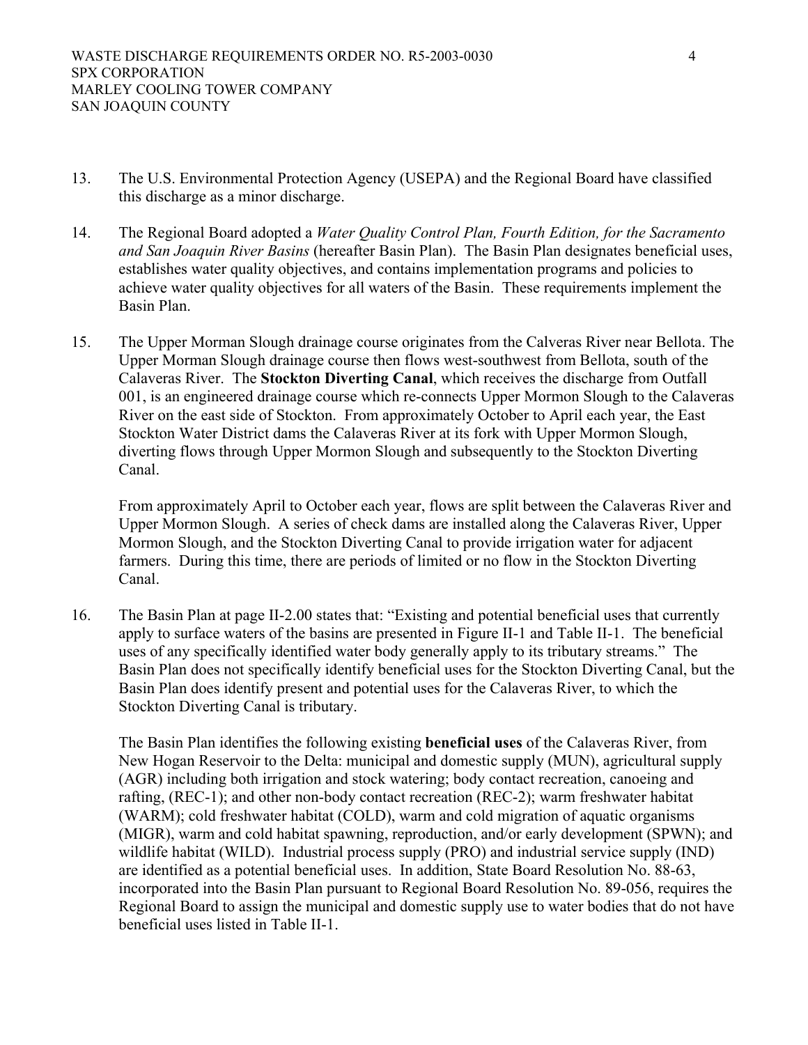13. The U.S. Environmental Protection Agency (USEPA) and the Regional Board have classified this discharge as a minor discharge.

14. The Regional Board adopted a *Water Quality Control Plan, Fourth Edition, for the Sacramento and San Joaquin River Basins* (hereafter Basin Plan). The Basin Plan designates beneficial uses, establishes water quality objectives, and contains implementation programs and policies to achieve water quality objectives for all waters of the Basin. These requirements implement the Basin Plan.

15. The Upper Morman Slough drainage course originates from the Calveras River near Bellota. The Upper Morman Slough drainage course then flows west-southwest from Bellota, south of the Calaveras River. The **Stockton Diverting Canal**, which receives the discharge from Outfall 001, is an engineered drainage course which re-connects Upper Mormon Slough to the Calaveras River on the east side of Stockton. From approximately October to April each year, the East Stockton Water District dams the Calaveras River at its fork with Upper Mormon Slough, diverting flows through Upper Mormon Slough and subsequently to the Stockton Diverting Canal.

    From approximately April to October each year, flows are split between the Calaveras River and Upper Mormon Slough. A series of check dams are installed along the Calaveras River, Upper Mormon Slough, and the Stockton Diverting Canal to provide irrigation water for adjacent farmers. During this time, there are periods of limited or no flow in the Stockton Diverting Canal.

16. The Basin Plan at page II-2.00 states that: "Existing and potential beneficial uses that currently apply to surface waters of the basins are presented in Figure II-1 and Table II-1. The beneficial uses of any specifically identified water body generally apply to its tributary streams." The Basin Plan does not specifically identify beneficial uses for the Stockton Diverting Canal, but the Basin Plan does identify present and potential uses for the Calaveras River, to which the Stockton Diverting Canal is tributary.

    The Basin Plan identifies the following existing **beneficial uses** of the Calaveras River, from New Hogan Reservoir to the Delta: municipal and domestic supply (MUN), agricultural supply (AGR) including both irrigation and stock watering; body contact recreation, canoeing and rafting, (REC-1); and other non-body contact recreation (REC-2); warm freshwater habitat (WARM); cold freshwater habitat (COLD), warm and cold migration of aquatic organisms (MIGR), warm and cold habitat spawning, reproduction, and/or early development (SPWN); and wildlife habitat (WILD). Industrial process supply (PRO) and industrial service supply (IND) are identified as a potential beneficial uses. In addition, State Board Resolution No. 88-63, incorporated into the Basin Plan pursuant to Regional Board Resolution No. 89-056, requires the Regional Board to assign the municipal and domestic supply use to water bodies that do not have beneficial uses listed in Table II-1.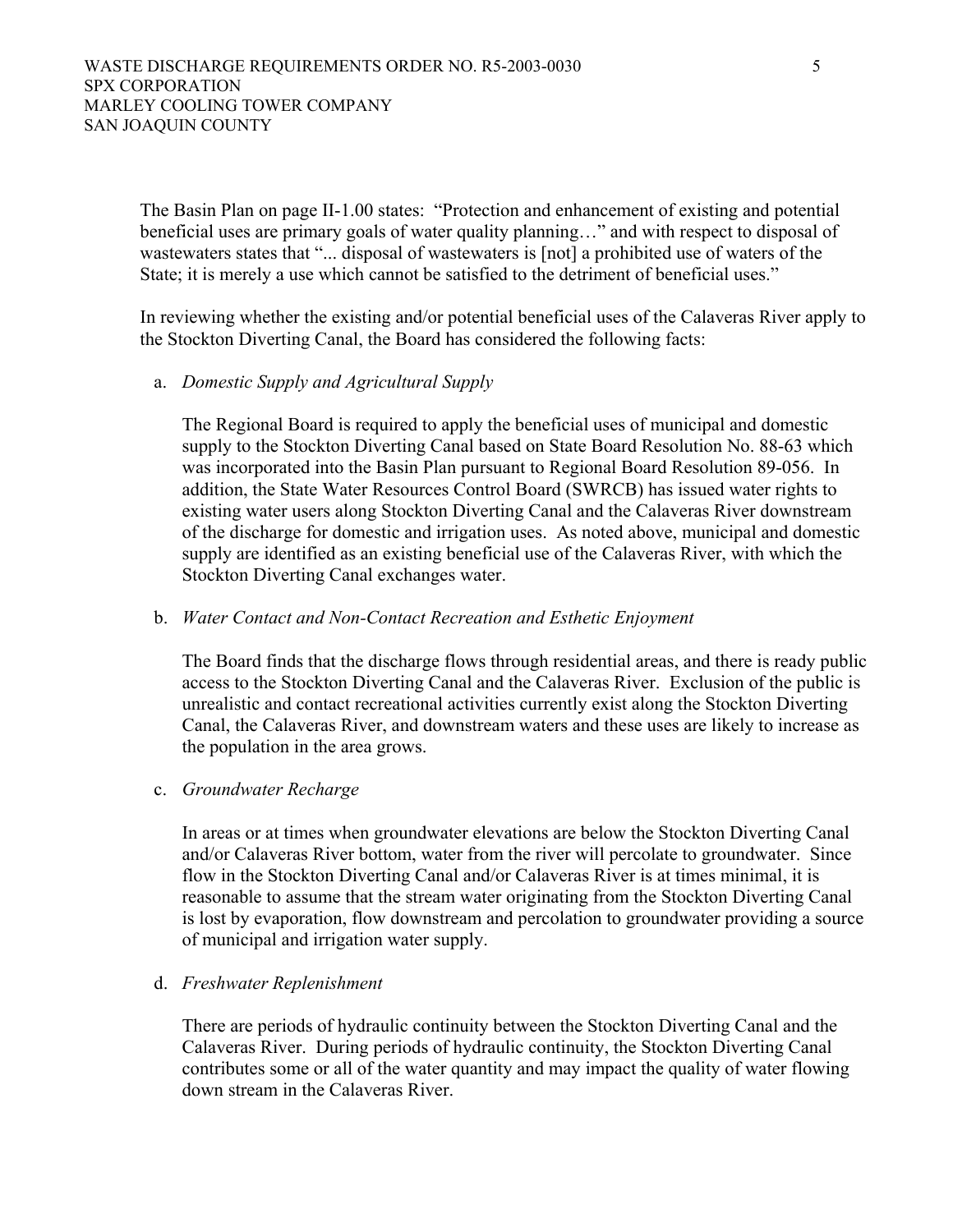The Basin Plan on page II-1.00 states: "Protection and enhancement of existing and potential beneficial uses are primary goals of water quality planning…" and with respect to disposal of wastewaters states that "... disposal of wastewaters is [not] a prohibited use of waters of the State; it is merely a use which cannot be satisfied to the detriment of beneficial uses."

In reviewing whether the existing and/or potential beneficial uses of the Calaveras River apply to the Stockton Diverting Canal, the Board has considered the following facts:

a. *Domestic Supply and Agricultural Supply*

   The Regional Board is required to apply the beneficial uses of municipal and domestic supply to the Stockton Diverting Canal based on State Board Resolution No. 88-63 which was incorporated into the Basin Plan pursuant to Regional Board Resolution 89-056. In addition, the State Water Resources Control Board (SWRCB) has issued water rights to existing water users along Stockton Diverting Canal and the Calaveras River downstream of the discharge for domestic and irrigation uses. As noted above, municipal and domestic supply are identified as an existing beneficial use of the Calaveras River, with which the Stockton Diverting Canal exchanges water.

b. *Water Contact and Non-Contact Recreation and Esthetic Enjoyment*

   The Board finds that the discharge flows through residential areas, and there is ready public access to the Stockton Diverting Canal and the Calaveras River. Exclusion of the public is unrealistic and contact recreational activities currently exist along the Stockton Diverting Canal, the Calaveras River, and downstream waters and these uses are likely to increase as the population in the area grows.

c. *Groundwater Recharge*

   In areas or at times when groundwater elevations are below the Stockton Diverting Canal and/or Calaveras River bottom, water from the river will percolate to groundwater. Since flow in the Stockton Diverting Canal and/or Calaveras River is at times minimal, it is reasonable to assume that the stream water originating from the Stockton Diverting Canal is lost by evaporation, flow downstream and percolation to groundwater providing a source of municipal and irrigation water supply.

d. *Freshwater Replenishment*

   There are periods of hydraulic continuity between the Stockton Diverting Canal and the Calaveras River. During periods of hydraulic continuity, the Stockton Diverting Canal contributes some or all of the water quantity and may impact the quality of water flowing down stream in the Calaveras River.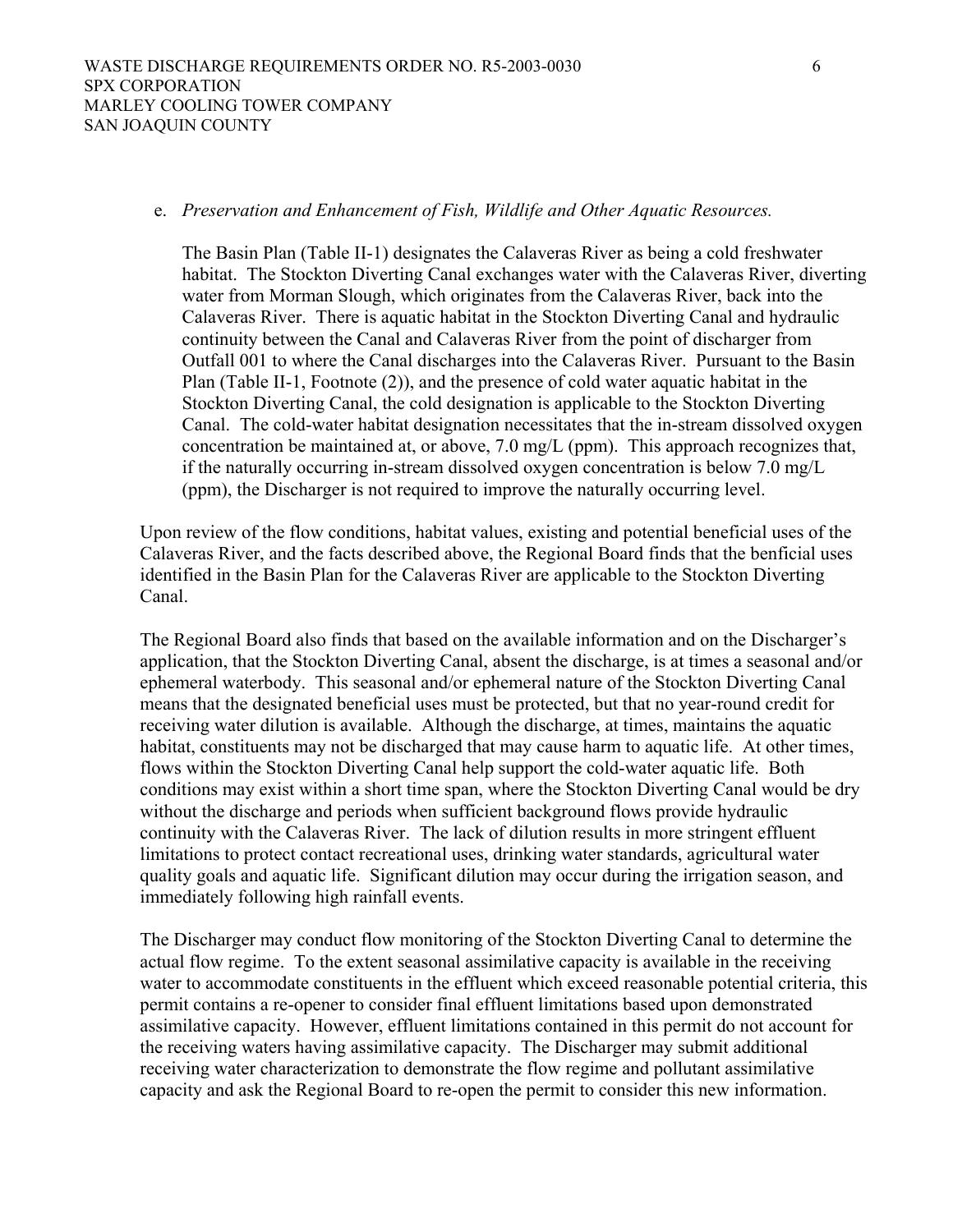e. *Preservation and Enhancement of Fish, Wildlife and Other Aquatic Resources.*

   The Basin Plan (Table II-1) designates the Calaveras River as being a cold freshwater habitat. The Stockton Diverting Canal exchanges water with the Calaveras River, diverting water from Morman Slough, which originates from the Calaveras River, back into the Calaveras River. There is aquatic habitat in the Stockton Diverting Canal and hydraulic continuity between the Canal and Calaveras River from the point of discharger from Outfall 001 to where the Canal discharges into the Calaveras River. Pursuant to the Basin Plan (Table II-1, Footnote (2)), and the presence of cold water aquatic habitat in the Stockton Diverting Canal, the cold designation is applicable to the Stockton Diverting Canal. The cold-water habitat designation necessitates that the in-stream dissolved oxygen concentration be maintained at, or above, 7.0 mg/L (ppm). This approach recognizes that, if the naturally occurring in-stream dissolved oxygen concentration is below 7.0 mg/L (ppm), the Discharger is not required to improve the naturally occurring level.

Upon review of the flow conditions, habitat values, existing and potential beneficial uses of the Calaveras River, and the facts described above, the Regional Board finds that the benficial uses identified in the Basin Plan for the Calaveras River are applicable to the Stockton Diverting Canal.

The Regional Board also finds that based on the available information and on the Discharger's application, that the Stockton Diverting Canal, absent the discharge, is at times a seasonal and/or ephemeral waterbody. This seasonal and/or ephemeral nature of the Stockton Diverting Canal means that the designated beneficial uses must be protected, but that no year-round credit for receiving water dilution is available. Although the discharge, at times, maintains the aquatic habitat, constituents may not be discharged that may cause harm to aquatic life. At other times, flows within the Stockton Diverting Canal help support the cold-water aquatic life. Both conditions may exist within a short time span, where the Stockton Diverting Canal would be dry without the discharge and periods when sufficient background flows provide hydraulic continuity with the Calaveras River. The lack of dilution results in more stringent effluent limitations to protect contact recreational uses, drinking water standards, agricultural water quality goals and aquatic life. Significant dilution may occur during the irrigation season, and immediately following high rainfall events.

The Discharger may conduct flow monitoring of the Stockton Diverting Canal to determine the actual flow regime. To the extent seasonal assimilative capacity is available in the receiving water to accommodate constituents in the effluent which exceed reasonable potential criteria, this permit contains a re-opener to consider final effluent limitations based upon demonstrated assimilative capacity. However, effluent limitations contained in this permit do not account for the receiving waters having assimilative capacity. The Discharger may submit additional receiving water characterization to demonstrate the flow regime and pollutant assimilative capacity and ask the Regional Board to re-open the permit to consider this new information.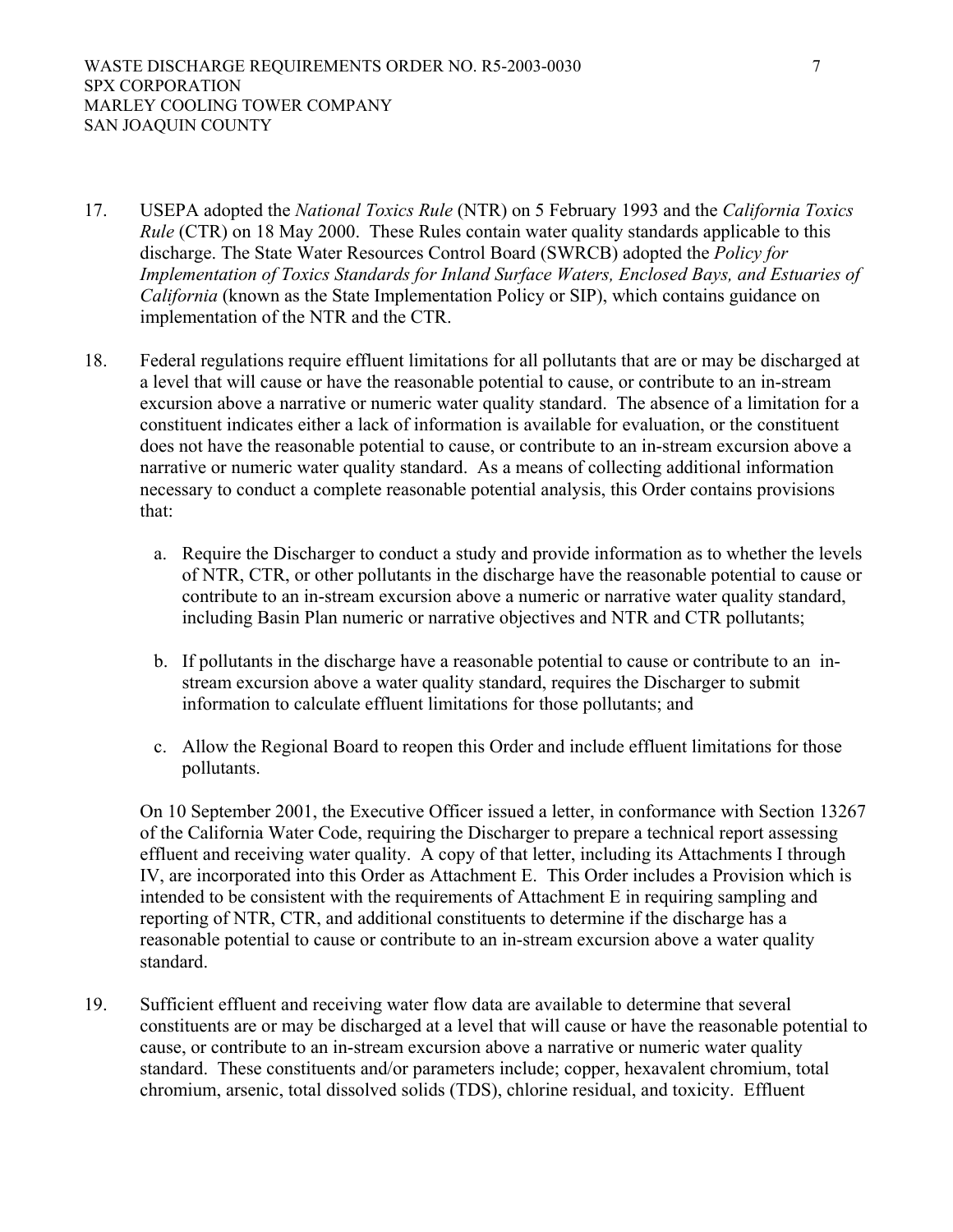17. USEPA adopted the *National Toxics Rule* (NTR) on 5 February 1993 and the *California Toxics Rule* (CTR) on 18 May 2000. These Rules contain water quality standards applicable to this discharge. The State Water Resources Control Board (SWRCB) adopted the *Policy for Implementation of Toxics Standards for Inland Surface Waters, Enclosed Bays, and Estuaries of California* (known as the State Implementation Policy or SIP), which contains guidance on implementation of the NTR and the CTR.

18. Federal regulations require effluent limitations for all pollutants that are or may be discharged at a level that will cause or have the reasonable potential to cause, or contribute to an in-stream excursion above a narrative or numeric water quality standard. The absence of a limitation for a constituent indicates either a lack of information is available for evaluation, or the constituent does not have the reasonable potential to cause, or contribute to an in-stream excursion above a narrative or numeric water quality standard. As a means of collecting additional information necessary to conduct a complete reasonable potential analysis, this Order contains provisions that:

    a. Require the Discharger to conduct a study and provide information as to whether the levels of NTR, CTR, or other pollutants in the discharge have the reasonable potential to cause or contribute to an in-stream excursion above a numeric or narrative water quality standard, including Basin Plan numeric or narrative objectives and NTR and CTR pollutants;

    b. If pollutants in the discharge have a reasonable potential to cause or contribute to an in-stream excursion above a water quality standard, requires the Discharger to submit information to calculate effluent limitations for those pollutants; and

    c. Allow the Regional Board to reopen this Order and include effluent limitations for those pollutants.

    On 10 September 2001, the Executive Officer issued a letter, in conformance with Section 13267 of the California Water Code, requiring the Discharger to prepare a technical report assessing effluent and receiving water quality. A copy of that letter, including its Attachments I through IV, are incorporated into this Order as Attachment E. This Order includes a Provision which is intended to be consistent with the requirements of Attachment E in requiring sampling and reporting of NTR, CTR, and additional constituents to determine if the discharge has a reasonable potential to cause or contribute to an in-stream excursion above a water quality standard.

19. Sufficient effluent and receiving water flow data are available to determine that several constituents are or may be discharged at a level that will cause or have the reasonable potential to cause, or contribute to an in-stream excursion above a narrative or numeric water quality standard. These constituents and/or parameters include; copper, hexavalent chromium, total chromium, arsenic, total dissolved solids (TDS), chlorine residual, and toxicity. Effluent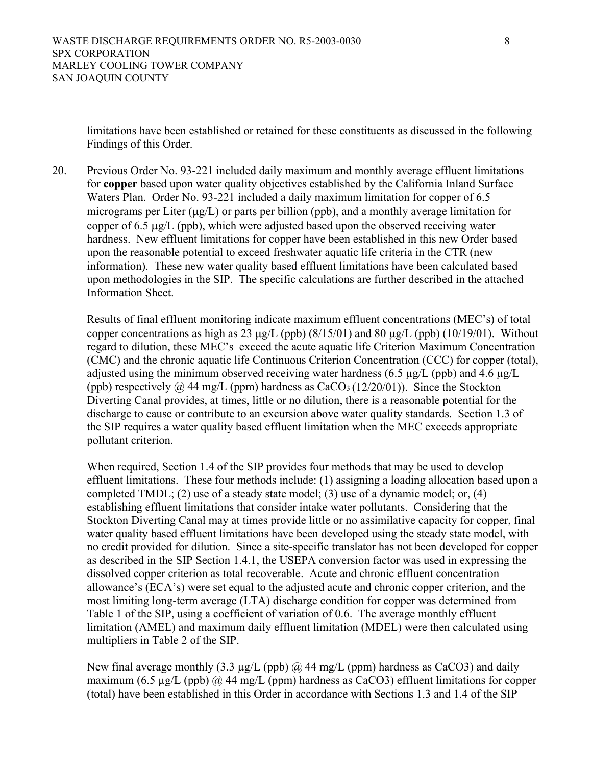limitations have been established or retained for these constituents as discussed in the following Findings of this Order.

20. Previous Order No. 93-221 included daily maximum and monthly average effluent limitations for **copper** based upon water quality objectives established by the California Inland Surface Waters Plan. Order No. 93-221 included a daily maximum limitation for copper of 6.5 micrograms per Liter (µg/L) or parts per billion (ppb), and a monthly average limitation for copper of 6.5 µg/L (ppb), which were adjusted based upon the observed receiving water hardness. New effluent limitations for copper have been established in this new Order based upon the reasonable potential to exceed freshwater aquatic life criteria in the CTR (new information). These new water quality based effluent limitations have been calculated based upon methodologies in the SIP. The specific calculations are further described in the attached Information Sheet.

    Results of final effluent monitoring indicate maximum effluent concentrations (MEC's) of total copper concentrations as high as 23 µg/L (ppb) (8/15/01) and 80 µg/L (ppb) (10/19/01). Without regard to dilution, these MEC's exceed the acute aquatic life Criterion Maximum Concentration (CMC) and the chronic aquatic life Continuous Criterion Concentration (CCC) for copper (total), adjusted using the minimum observed receiving water hardness (6.5 µg/L (ppb) and 4.6 µg/L (ppb) respectively @ 44 mg/L (ppm) hardness as $CaCO_3$ (12/20/01)). Since the Stockton Diverting Canal provides, at times, little or no dilution, there is a reasonable potential for the discharge to cause or contribute to an excursion above water quality standards. Section 1.3 of the SIP requires a water quality based effluent limitation when the MEC exceeds appropriate pollutant criterion.

    When required, Section 1.4 of the SIP provides four methods that may be used to develop effluent limitations. These four methods include: (1) assigning a loading allocation based upon a completed TMDL; (2) use of a steady state model; (3) use of a dynamic model; or, (4) establishing effluent limitations that consider intake water pollutants. Considering that the Stockton Diverting Canal may at times provide little or no assimilative capacity for copper, final water quality based effluent limitations have been developed using the steady state model, with no credit provided for dilution. Since a site-specific translator has not been developed for copper as described in the SIP Section 1.4.1, the USEPA conversion factor was used in expressing the dissolved copper criterion as total recoverable. Acute and chronic effluent concentration allowance's (ECA's) were set equal to the adjusted acute and chronic copper criterion, and the most limiting long-term average (LTA) discharge condition for copper was determined from Table 1 of the SIP, using a coefficient of variation of 0.6. The average monthly effluent limitation (AMEL) and maximum daily effluent limitation (MDEL) were then calculated using multipliers in Table 2 of the SIP.

    New final average monthly (3.3 µg/L (ppb) @ 44 mg/L (ppm) hardness as CaCO3) and daily maximum (6.5 µg/L (ppb) @ 44 mg/L (ppm) hardness as CaCO3) effluent limitations for copper (total) have been established in this Order in accordance with Sections 1.3 and 1.4 of the SIP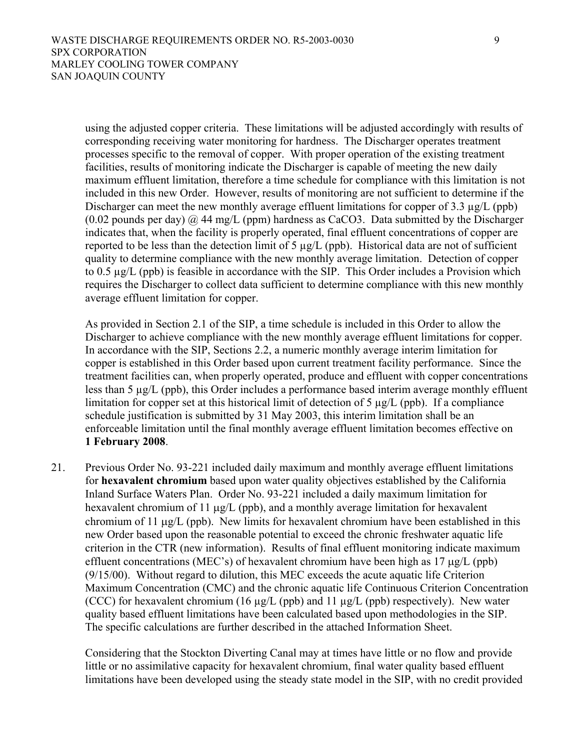using the adjusted copper criteria. These limitations will be adjusted accordingly with results of corresponding receiving water monitoring for hardness. The Discharger operates treatment processes specific to the removal of copper. With proper operation of the existing treatment facilities, results of monitoring indicate the Discharger is capable of meeting the new daily maximum effluent limitation, therefore a time schedule for compliance with this limitation is not included in this new Order. However, results of monitoring are not sufficient to determine if the Discharger can meet the new monthly average effluent limitations for copper of 3.3 µg/L (ppb) (0.02 pounds per day) @ 44 mg/L (ppm) hardness as $CaCO_3$. Data submitted by the Discharger indicates that, when the facility is properly operated, final effluent concentrations of copper are reported to be less than the detection limit of 5 µg/L (ppb). Historical data are not of sufficient quality to determine compliance with the new monthly average limitation. Detection of copper to 0.5 µg/L (ppb) is feasible in accordance with the SIP. This Order includes a Provision which requires the Discharger to collect data sufficient to determine compliance with this new monthly average effluent limitation for copper.

As provided in Section 2.1 of the SIP, a time schedule is included in this Order to allow the Discharger to achieve compliance with the new monthly average effluent limitations for copper. In accordance with the SIP, Sections 2.2, a numeric monthly average interim limitation for copper is established in this Order based upon current treatment facility performance. Since the treatment facilities can, when properly operated, produce and effluent with copper concentrations less than 5 µg/L (ppb), this Order includes a performance based interim average monthly effluent limitation for copper set at this historical limit of detection of 5 µg/L (ppb). If a compliance schedule justification is submitted by 31 May 2003, this interim limitation shall be an enforceable limitation until the final monthly average effluent limitation becomes effective on **1 February 2008**.

21. Previous Order No. 93-221 included daily maximum and monthly average effluent limitations for **hexavalent chromium** based upon water quality objectives established by the California Inland Surface Waters Plan. Order No. 93-221 included a daily maximum limitation for hexavalent chromium of 11 µg/L (ppb), and a monthly average limitation for hexavalent chromium of 11 µg/L (ppb). New limits for hexavalent chromium have been established in this new Order based upon the reasonable potential to exceed the chronic freshwater aquatic life criterion in the CTR (new information). Results of final effluent monitoring indicate maximum effluent concentrations (MEC's) of hexavalent chromium have been high as 17 µg/L (ppb) (9/15/00). Without regard to dilution, this MEC exceeds the acute aquatic life Criterion Maximum Concentration (CMC) and the chronic aquatic life Continuous Criterion Concentration (CCC) for hexavalent chromium (16 µg/L (ppb) and 11 µg/L (ppb) respectively). New water quality based effluent limitations have been calculated based upon methodologies in the SIP. The specific calculations are further described in the attached Information Sheet.

 Considering that the Stockton Diverting Canal may at times have little or no flow and provide little or no assimilative capacity for hexavalent chromium, final water quality based effluent limitations have been developed using the steady state model in the SIP, with no credit provided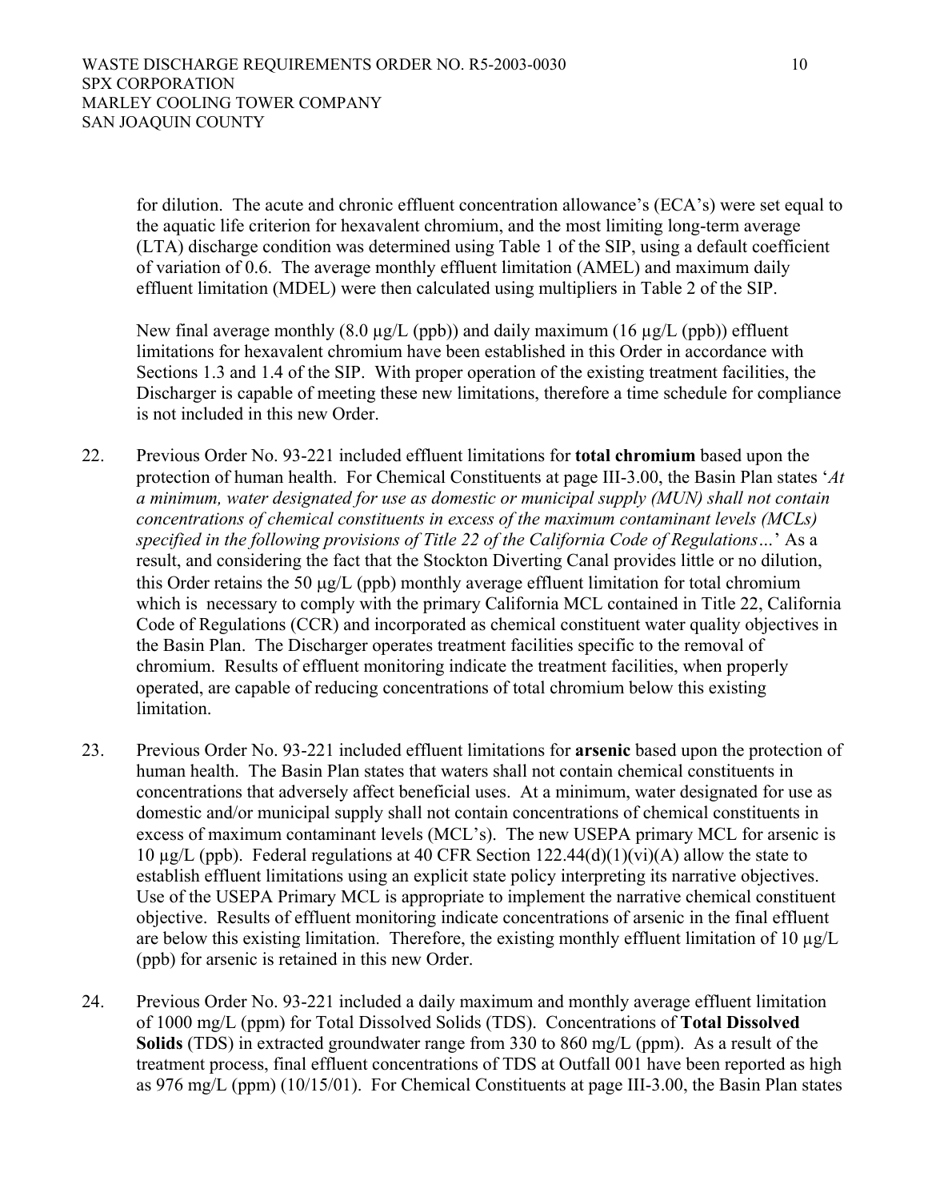for dilution. The acute and chronic effluent concentration allowance's (ECA's) were set equal to the aquatic life criterion for hexavalent chromium, and the most limiting long-term average (LTA) discharge condition was determined using Table 1 of the SIP, using a default coefficient of variation of 0.6. The average monthly effluent limitation (AMEL) and maximum daily effluent limitation (MDEL) were then calculated using multipliers in Table 2 of the SIP.

New final average monthly (8.0 µg/L (ppb)) and daily maximum (16 µg/L (ppb)) effluent limitations for hexavalent chromium have been established in this Order in accordance with Sections 1.3 and 1.4 of the SIP. With proper operation of the existing treatment facilities, the Discharger is capable of meeting these new limitations, therefore a time schedule for compliance is not included in this new Order.

22. Previous Order No. 93-221 included effluent limitations for **total chromium** based upon the protection of human health. For Chemical Constituents at page III-3.00, the Basin Plan states '*At a minimum, water designated for use as domestic or municipal supply (MUN) shall not contain concentrations of chemical constituents in excess of the maximum contaminant levels (MCLs) specified in the following provisions of Title 22 of the California Code of Regulations…*' As a result, and considering the fact that the Stockton Diverting Canal provides little or no dilution, this Order retains the 50 µg/L (ppb) monthly average effluent limitation for total chromium which is necessary to comply with the primary California MCL contained in Title 22, California Code of Regulations (CCR) and incorporated as chemical constituent water quality objectives in the Basin Plan. The Discharger operates treatment facilities specific to the removal of chromium. Results of effluent monitoring indicate the treatment facilities, when properly operated, are capable of reducing concentrations of total chromium below this existing limitation.

23. Previous Order No. 93-221 included effluent limitations for **arsenic** based upon the protection of human health. The Basin Plan states that waters shall not contain chemical constituents in concentrations that adversely affect beneficial uses. At a minimum, water designated for use as domestic and/or municipal supply shall not contain concentrations of chemical constituents in excess of maximum contaminant levels (MCL's). The new USEPA primary MCL for arsenic is 10 µg/L (ppb). Federal regulations at 40 CFR Section 122.44(d)(1)(vi)(A) allow the state to establish effluent limitations using an explicit state policy interpreting its narrative objectives. Use of the USEPA Primary MCL is appropriate to implement the narrative chemical constituent objective. Results of effluent monitoring indicate concentrations of arsenic in the final effluent are below this existing limitation. Therefore, the existing monthly effluent limitation of 10 µg/L (ppb) for arsenic is retained in this new Order.

24. Previous Order No. 93-221 included a daily maximum and monthly average effluent limitation of 1000 mg/L (ppm) for Total Dissolved Solids (TDS). Concentrations of **Total Dissolved Solids** (TDS) in extracted groundwater range from 330 to 860 mg/L (ppm). As a result of the treatment process, final effluent concentrations of TDS at Outfall 001 have been reported as high as 976 mg/L (ppm) (10/15/01). For Chemical Constituents at page III-3.00, the Basin Plan states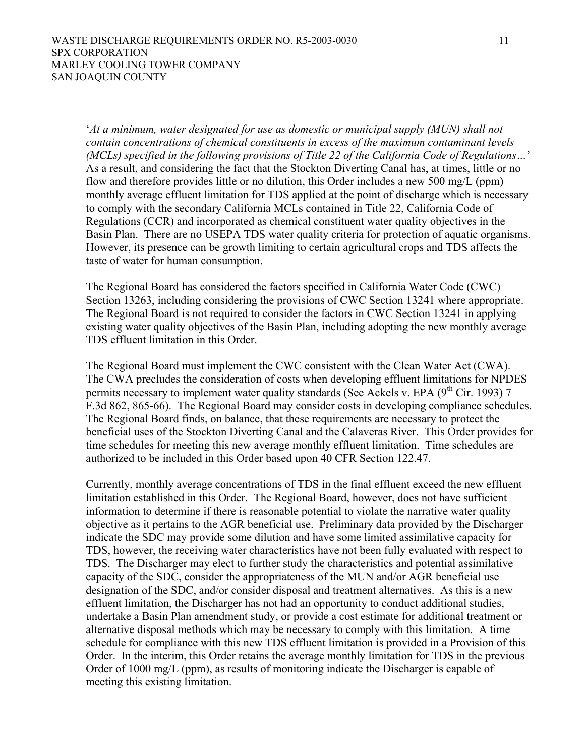'*At a minimum, water designated for use as domestic or municipal supply (MUN) shall not contain concentrations of chemical constituents in excess of the maximum contaminant levels (MCLs) specified in the following provisions of Title 22 of the California Code of Regulations…*' As a result, and considering the fact that the Stockton Diverting Canal has, at times, little or no flow and therefore provides little or no dilution, this Order includes a new 500 mg/L (ppm) monthly average effluent limitation for TDS applied at the point of discharge which is necessary to comply with the secondary California MCLs contained in Title 22, California Code of Regulations (CCR) and incorporated as chemical constituent water quality objectives in the Basin Plan. There are no USEPA TDS water quality criteria for protection of aquatic organisms. However, its presence can be growth limiting to certain agricultural crops and TDS affects the taste of water for human consumption.

The Regional Board has considered the factors specified in California Water Code (CWC) Section 13263, including considering the provisions of CWC Section 13241 where appropriate. The Regional Board is not required to consider the factors in CWC Section 13241 in applying existing water quality objectives of the Basin Plan, including adopting the new monthly average TDS effluent limitation in this Order.

The Regional Board must implement the CWC consistent with the Clean Water Act (CWA). The CWA precludes the consideration of costs when developing effluent limitations for NPDES permits necessary to implement water quality standards (See Ackels v. EPA (9th Cir. 1993) 7 F.3d 862, 865-66). The Regional Board may consider costs in developing compliance schedules. The Regional Board finds, on balance, that these requirements are necessary to protect the beneficial uses of the Stockton Diverting Canal and the Calaveras River. This Order provides for time schedules for meeting this new average monthly effluent limitation. Time schedules are authorized to be included in this Order based upon 40 CFR Section 122.47.

Currently, monthly average concentrations of TDS in the final effluent exceed the new effluent limitation established in this Order. The Regional Board, however, does not have sufficient information to determine if there is reasonable potential to violate the narrative water quality objective as it pertains to the AGR beneficial use. Preliminary data provided by the Discharger indicate the SDC may provide some dilution and have some limited assimilative capacity for TDS, however, the receiving water characteristics have not been fully evaluated with respect to TDS. The Discharger may elect to further study the characteristics and potential assimilative capacity of the SDC, consider the appropriateness of the MUN and/or AGR beneficial use designation of the SDC, and/or consider disposal and treatment alternatives. As this is a new effluent limitation, the Discharger has not had an opportunity to conduct additional studies, undertake a Basin Plan amendment study, or provide a cost estimate for additional treatment or alternative disposal methods which may be necessary to comply with this limitation. A time schedule for compliance with this new TDS effluent limitation is provided in a Provision of this Order. In the interim, this Order retains the average monthly limitation for TDS in the previous Order of 1000 mg/L (ppm), as results of monitoring indicate the Discharger is capable of meeting this existing limitation.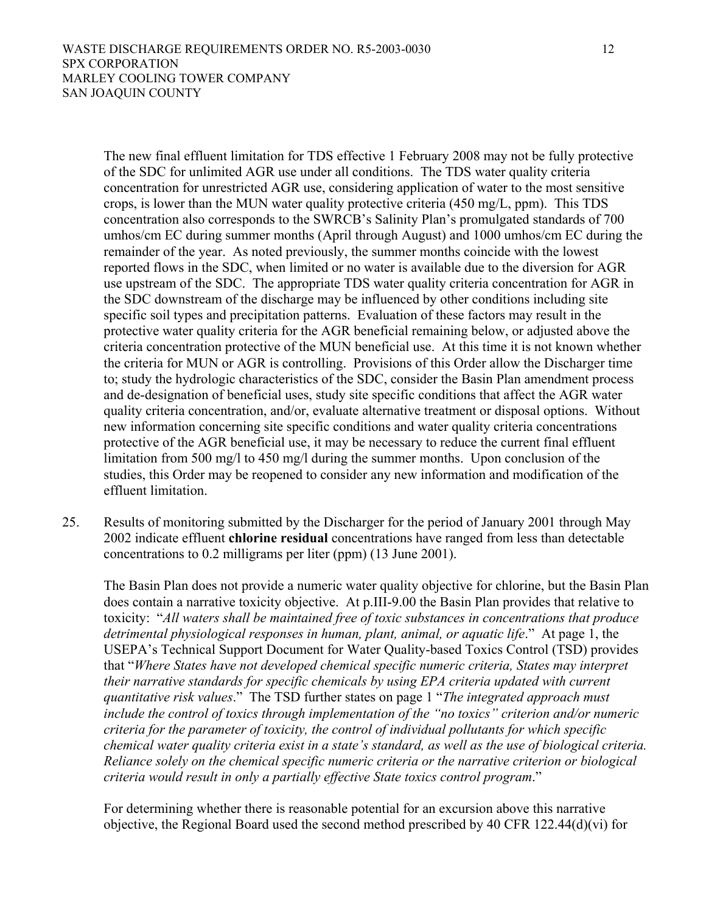The new final effluent limitation for TDS effective 1 February 2008 may not be fully protective of the SDC for unlimited AGR use under all conditions. The TDS water quality criteria concentration for unrestricted AGR use, considering application of water to the most sensitive crops, is lower than the MUN water quality protective criteria (450 mg/L, ppm). This TDS concentration also corresponds to the SWRCB's Salinity Plan's promulgated standards of 700 umhos/cm EC during summer months (April through August) and 1000 umhos/cm EC during the remainder of the year. As noted previously, the summer months coincide with the lowest reported flows in the SDC, when limited or no water is available due to the diversion for AGR use upstream of the SDC. The appropriate TDS water quality criteria concentration for AGR in the SDC downstream of the discharge may be influenced by other conditions including site specific soil types and precipitation patterns. Evaluation of these factors may result in the protective water quality criteria for the AGR beneficial remaining below, or adjusted above the criteria concentration protective of the MUN beneficial use. At this time it is not known whether the criteria for MUN or AGR is controlling. Provisions of this Order allow the Discharger time to; study the hydrologic characteristics of the SDC, consider the Basin Plan amendment process and de-designation of beneficial uses, study site specific conditions that affect the AGR water quality criteria concentration, and/or, evaluate alternative treatment or disposal options. Without new information concerning site specific conditions and water quality criteria concentrations protective of the AGR beneficial use, it may be necessary to reduce the current final effluent limitation from 500 mg/l to 450 mg/l during the summer months. Upon conclusion of the studies, this Order may be reopened to consider any new information and modification of the effluent limitation.

25. Results of monitoring submitted by the Discharger for the period of January 2001 through May 2002 indicate effluent **chlorine residual** concentrations have ranged from less than detectable concentrations to 0.2 milligrams per liter (ppm) (13 June 2001).

    The Basin Plan does not provide a numeric water quality objective for chlorine, but the Basin Plan does contain a narrative toxicity objective. At p.III-9.00 the Basin Plan provides that relative to toxicity: "*All waters shall be maintained free of toxic substances in concentrations that produce detrimental physiological responses in human, plant, animal, or aquatic life*." At page 1, the USEPA's Technical Support Document for Water Quality-based Toxics Control (TSD) provides that "*Where States have not developed chemical specific numeric criteria, States may interpret their narrative standards for specific chemicals by using EPA criteria updated with current quantitative risk values*." The TSD further states on page 1 "*The integrated approach must include the control of toxics through implementation of the "no toxics" criterion and/or numeric criteria for the parameter of toxicity, the control of individual pollutants for which specific chemical water quality criteria exist in a state's standard, as well as the use of biological criteria. Reliance solely on the chemical specific numeric criteria or the narrative criterion or biological criteria would result in only a partially effective State toxics control program*."

    For determining whether there is reasonable potential for an excursion above this narrative objective, the Regional Board used the second method prescribed by 40 CFR 122.44(d)(vi) for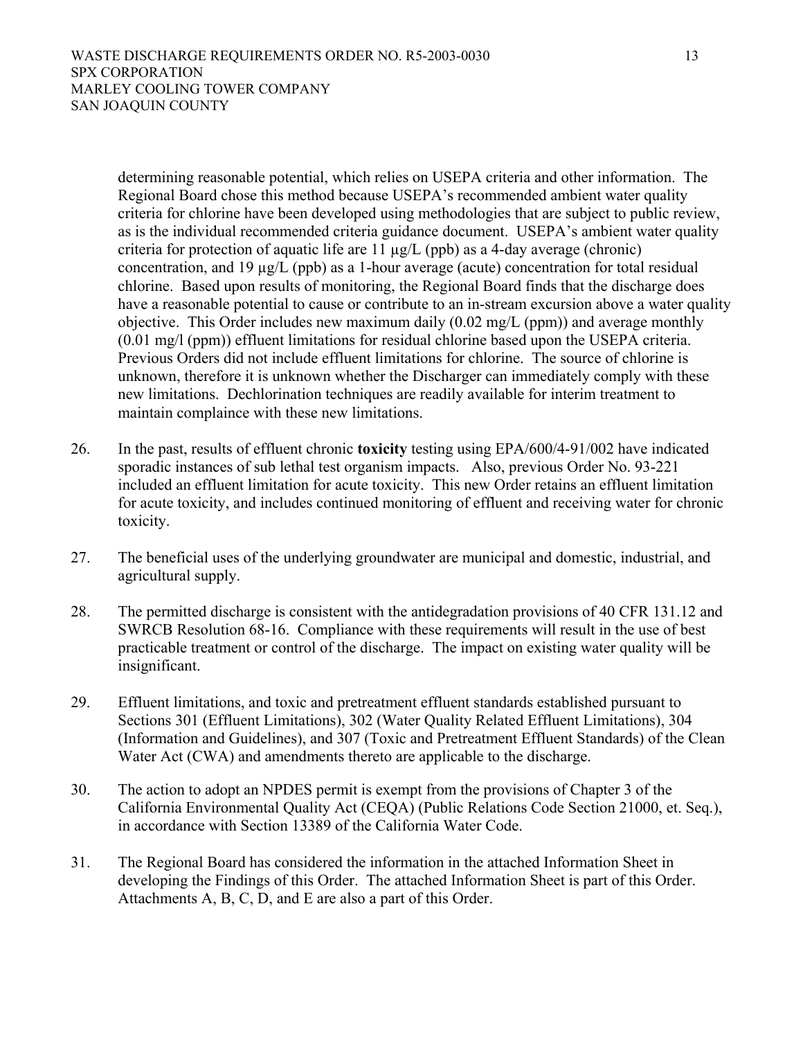determining reasonable potential, which relies on USEPA criteria and other information. The Regional Board chose this method because USEPA's recommended ambient water quality criteria for chlorine have been developed using methodologies that are subject to public review, as is the individual recommended criteria guidance document. USEPA's ambient water quality criteria for protection of aquatic life are 11 µg/L (ppb) as a 4-day average (chronic) concentration, and 19 µg/L (ppb) as a 1-hour average (acute) concentration for total residual chlorine. Based upon results of monitoring, the Regional Board finds that the discharge does have a reasonable potential to cause or contribute to an in-stream excursion above a water quality objective. This Order includes new maximum daily (0.02 mg/L (ppm)) and average monthly (0.01 mg/l (ppm)) effluent limitations for residual chlorine based upon the USEPA criteria. Previous Orders did not include effluent limitations for chlorine. The source of chlorine is unknown, therefore it is unknown whether the Discharger can immediately comply with these new limitations. Dechlorination techniques are readily available for interim treatment to maintain complaince with these new limitations.

26. In the past, results of effluent chronic **toxicity** testing using EPA/600/4-91/002 have indicated sporadic instances of sub lethal test organism impacts. Also, previous Order No. 93-221 included an effluent limitation for acute toxicity. This new Order retains an effluent limitation for acute toxicity, and includes continued monitoring of effluent and receiving water for chronic toxicity.

27. The beneficial uses of the underlying groundwater are municipal and domestic, industrial, and agricultural supply.

28. The permitted discharge is consistent with the antidegradation provisions of 40 CFR 131.12 and SWRCB Resolution 68-16. Compliance with these requirements will result in the use of best practicable treatment or control of the discharge. The impact on existing water quality will be insignificant.

29. Effluent limitations, and toxic and pretreatment effluent standards established pursuant to Sections 301 (Effluent Limitations), 302 (Water Quality Related Effluent Limitations), 304 (Information and Guidelines), and 307 (Toxic and Pretreatment Effluent Standards) of the Clean Water Act (CWA) and amendments thereto are applicable to the discharge.

30. The action to adopt an NPDES permit is exempt from the provisions of Chapter 3 of the California Environmental Quality Act (CEQA) (Public Relations Code Section 21000, et. Seq.), in accordance with Section 13389 of the California Water Code.

31. The Regional Board has considered the information in the attached Information Sheet in developing the Findings of this Order. The attached Information Sheet is part of this Order. Attachments A, B, C, D, and E are also a part of this Order.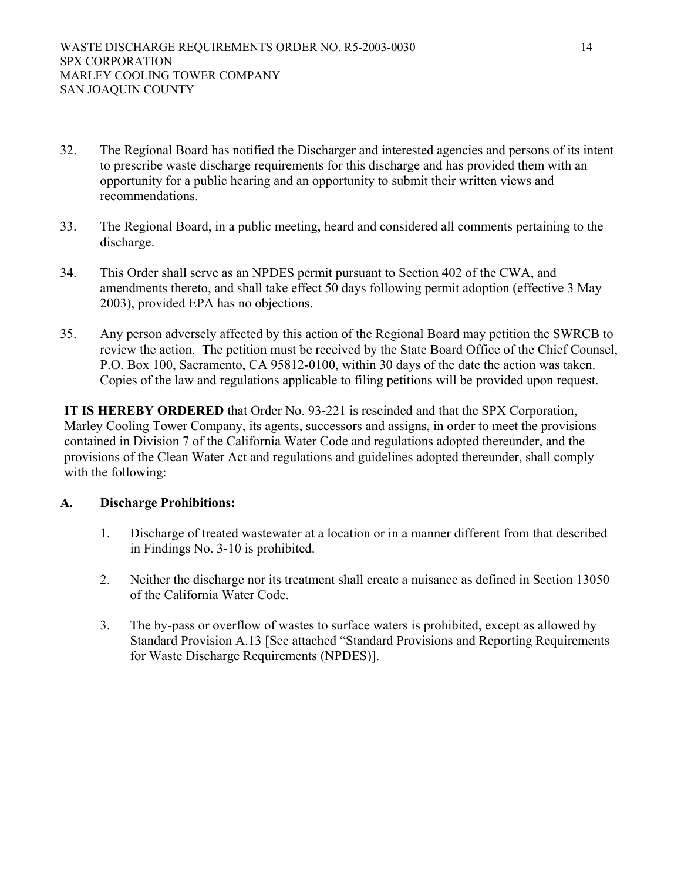32. The Regional Board has notified the Discharger and interested agencies and persons of its intent to prescribe waste discharge requirements for this discharge and has provided them with an opportunity for a public hearing and an opportunity to submit their written views and recommendations.

33. The Regional Board, in a public meeting, heard and considered all comments pertaining to the discharge.

34. This Order shall serve as an NPDES permit pursuant to Section 402 of the CWA, and amendments thereto, and shall take effect 50 days following permit adoption (effective 3 May 2003), provided EPA has no objections.

35. Any person adversely affected by this action of the Regional Board may petition the SWRCB to review the action. The petition must be received by the State Board Office of the Chief Counsel, P.O. Box 100, Sacramento, CA 95812-0100, within 30 days of the date the action was taken. Copies of the law and regulations applicable to filing petitions will be provided upon request.

**IT IS HEREBY ORDERED** that Order No. 93-221 is rescinded and that the SPX Corporation, Marley Cooling Tower Company, its agents, successors and assigns, in order to meet the provisions contained in Division 7 of the California Water Code and regulations adopted thereunder, and the provisions of the Clean Water Act and regulations and guidelines adopted thereunder, shall comply with the following:

## A. Discharge Prohibitions:

1. Discharge of treated wastewater at a location or in a manner different from that described in Findings No. 3-10 is prohibited.

2. Neither the discharge nor its treatment shall create a nuisance as defined in Section 13050 of the California Water Code.

3. The by-pass or overflow of wastes to surface waters is prohibited, except as allowed by Standard Provision A.13 [See attached "Standard Provisions and Reporting Requirements for Waste Discharge Requirements (NPDES)].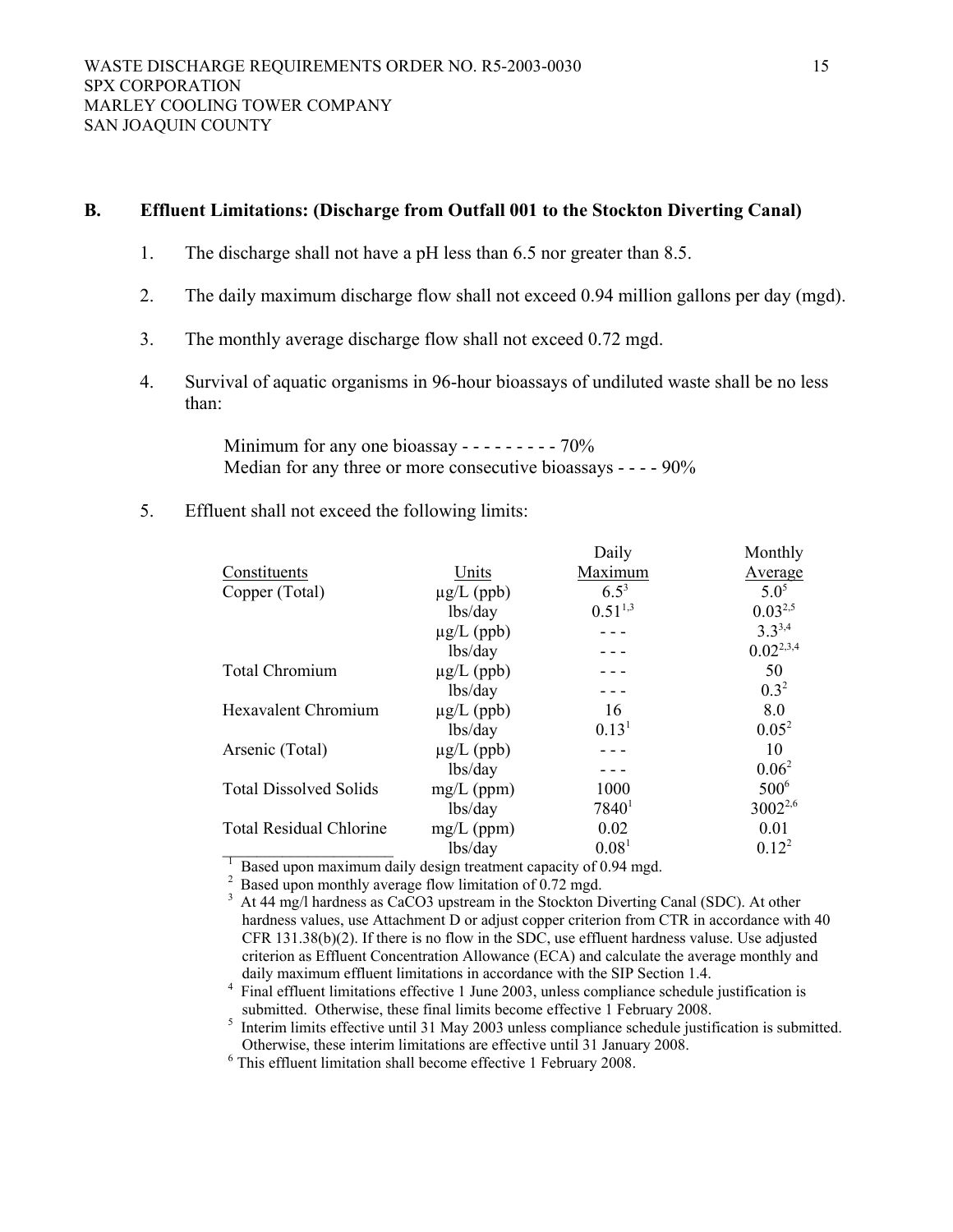### B. Effluent Limitations: (Discharge from Outfall 001 to the Stockton Diverting Canal)

1. The discharge shall not have a pH less than 6.5 nor greater than 8.5.

2. The daily maximum discharge flow shall not exceed 0.94 million gallons per day (mgd).

3. The monthly average discharge flow shall not exceed 0.72 mgd.

4. Survival of aquatic organisms in 96-hour bioassays of undiluted waste shall be no less than:

   Minimum for any one bioassay - - - - - - - - - 70%
   Median for any three or more consecutive bioassays - - - - 90%

5. Effluent shall not exceed the following limits:

| Constituents | Units | Daily Maximum | Monthly Average |
|---|---|---|---|
| Copper (Total) | µg/L (ppb) | 6.5[3] | 5.0[5] |
| | lbs/day | 0.51[1,3] | 0.03[2,5] |
| | µg/L (ppb) | - - - | 3.3[3,4] |
| | lbs/day | - - - | 0.02[2,3,4] |
| Total Chromium | µg/L (ppb) | - - - | 50 |
| | lbs/day | - - - | 0.3[2] |
| Hexavalent Chromium | µg/L (ppb) | 16 | 8.0 |
| | lbs/day | 0.13[1] | 0.05[2] |
| Arsenic (Total) | µg/L (ppb) | - - - | 10 |
| | lbs/day | - - - | 0.06[2] |
| Total Dissolved Solids | mg/L (ppm) | 1000 | 500[6] |
| | lbs/day | 7840[1] | 3002[2,6] |
| Total Residual Chlorine | mg/L (ppm) | 0.02 | 0.01 |
| | lbs/day | 0.08[1] | 0.12[2] |

[1] Based upon maximum daily design treatment capacity of 0.94 mgd.

[2] Based upon monthly average flow limitation of 0.72 mgd.

[3] At 44 mg/l hardness as CaCO3 upstream in the Stockton Diverting Canal (SDC). At other hardness values, use Attachment D or adjust copper criterion from CTR in accordance with 40 CFR 131.38(b)(2). If there is no flow in the SDC, use effluent hardness valuse. Use adjusted criterion as Effluent Concentration Allowance (ECA) and calculate the average monthly and daily maximum effluent limitations in accordance with the SIP Section 1.4.

[4] Final effluent limitations effective 1 June 2003, unless compliance schedule justification is submitted. Otherwise, these final limits become effective 1 February 2008.

[5] Interim limits effective until 31 May 2003 unless compliance schedule justification is submitted. Otherwise, these interim limitations are effective until 31 January 2008.

[6] This effluent limitation shall become effective 1 February 2008.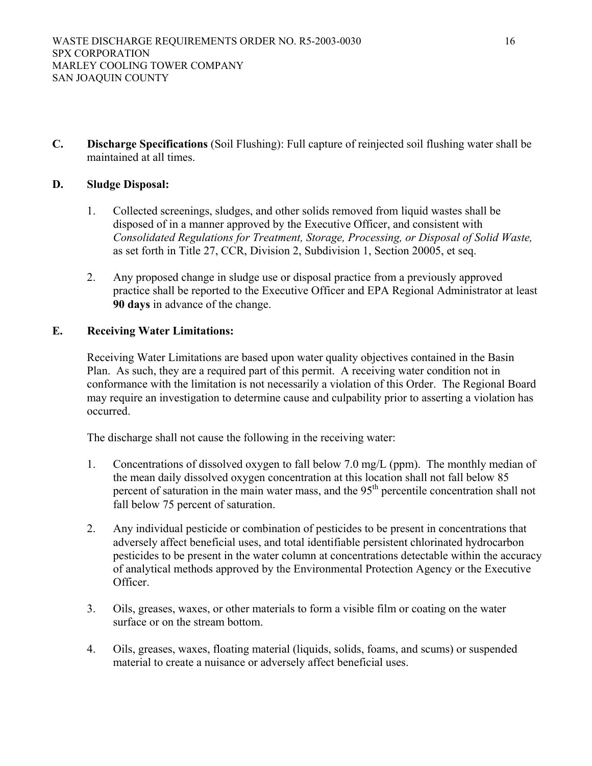**C. Discharge Specifications** (Soil Flushing): Full capture of reinjected soil flushing water shall be maintained at all times.

**D. Sludge Disposal:**

1. Collected screenings, sludges, and other solids removed from liquid wastes shall be disposed of in a manner approved by the Executive Officer, and consistent with *Consolidated Regulations for Treatment, Storage, Processing, or Disposal of Solid Waste,* as set forth in Title 27, CCR, Division 2, Subdivision 1, Section 20005, et seq.

2. Any proposed change in sludge use or disposal practice from a previously approved practice shall be reported to the Executive Officer and EPA Regional Administrator at least **90 days** in advance of the change.

**E. Receiving Water Limitations:**

Receiving Water Limitations are based upon water quality objectives contained in the Basin Plan. As such, they are a required part of this permit. A receiving water condition not in conformance with the limitation is not necessarily a violation of this Order. The Regional Board may require an investigation to determine cause and culpability prior to asserting a violation has occurred.

The discharge shall not cause the following in the receiving water:

1. Concentrations of dissolved oxygen to fall below 7.0 mg/L (ppm). The monthly median of the mean daily dissolved oxygen concentration at this location shall not fall below 85 percent of saturation in the main water mass, and the $95^{th}$ percentile concentration shall not fall below 75 percent of saturation.

2. Any individual pesticide or combination of pesticides to be present in concentrations that adversely affect beneficial uses, and total identifiable persistent chlorinated hydrocarbon pesticides to be present in the water column at concentrations detectable within the accuracy of analytical methods approved by the Environmental Protection Agency or the Executive Officer.

3. Oils, greases, waxes, or other materials to form a visible film or coating on the water surface or on the stream bottom.

4. Oils, greases, waxes, floating material (liquids, solids, foams, and scums) or suspended material to create a nuisance or adversely affect beneficial uses.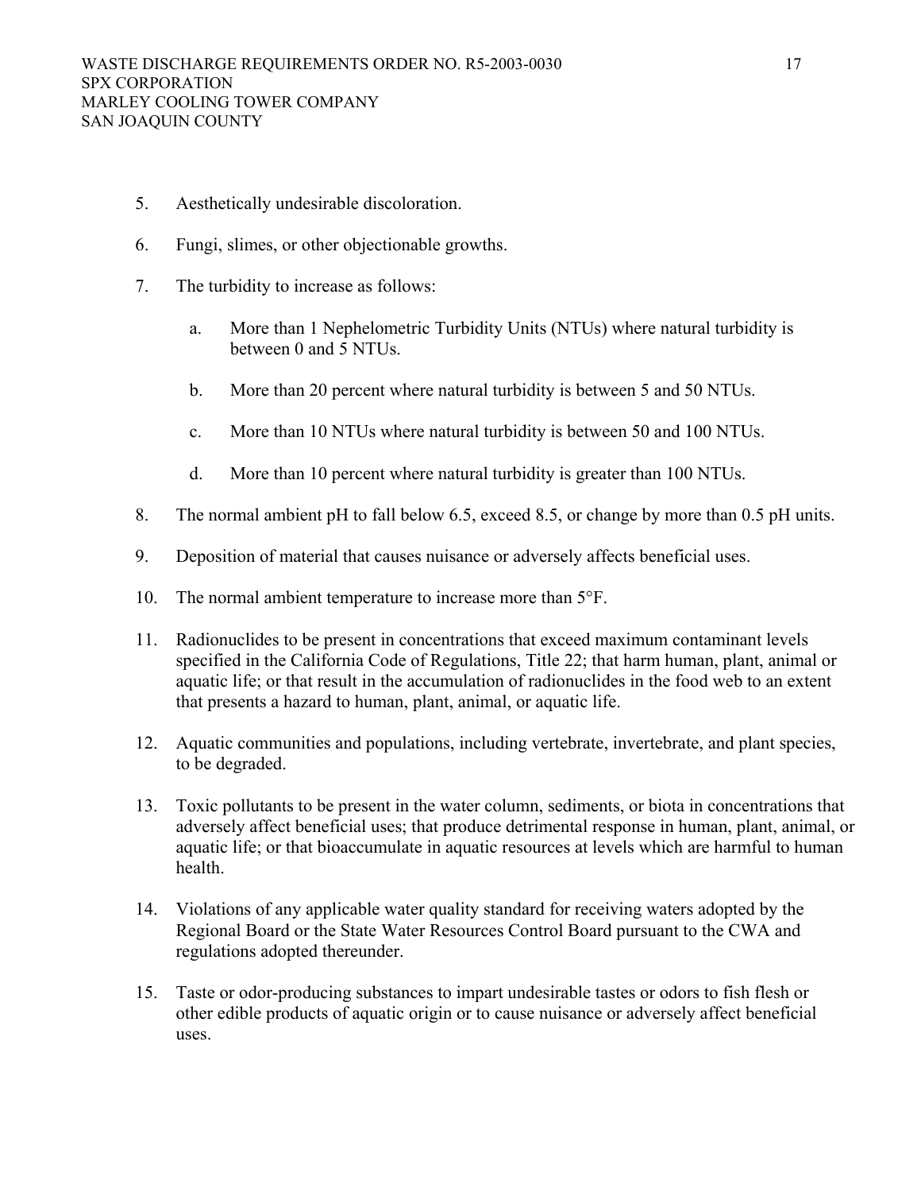5. Aesthetically undesirable discoloration.

6. Fungi, slimes, or other objectionable growths.

7. The turbidity to increase as follows:

   a. More than 1 Nephelometric Turbidity Units (NTUs) where natural turbidity is between 0 and 5 NTUs.

   b. More than 20 percent where natural turbidity is between 5 and 50 NTUs.

   c. More than 10 NTUs where natural turbidity is between 50 and 100 NTUs.

   d. More than 10 percent where natural turbidity is greater than 100 NTUs.

8. The normal ambient pH to fall below 6.5, exceed 8.5, or change by more than 0.5 pH units.

9. Deposition of material that causes nuisance or adversely affects beneficial uses.

10. The normal ambient temperature to increase more than 5°F.

11. Radionuclides to be present in concentrations that exceed maximum contaminant levels specified in the California Code of Regulations, Title 22; that harm human, plant, animal or aquatic life; or that result in the accumulation of radionuclides in the food web to an extent that presents a hazard to human, plant, animal, or aquatic life.

12. Aquatic communities and populations, including vertebrate, invertebrate, and plant species, to be degraded.

13. Toxic pollutants to be present in the water column, sediments, or biota in concentrations that adversely affect beneficial uses; that produce detrimental response in human, plant, animal, or aquatic life; or that bioaccumulate in aquatic resources at levels which are harmful to human health.

14. Violations of any applicable water quality standard for receiving waters adopted by the Regional Board or the State Water Resources Control Board pursuant to the CWA and regulations adopted thereunder.

15. Taste or odor-producing substances to impart undesirable tastes or odors to fish flesh or other edible products of aquatic origin or to cause nuisance or adversely affect beneficial uses.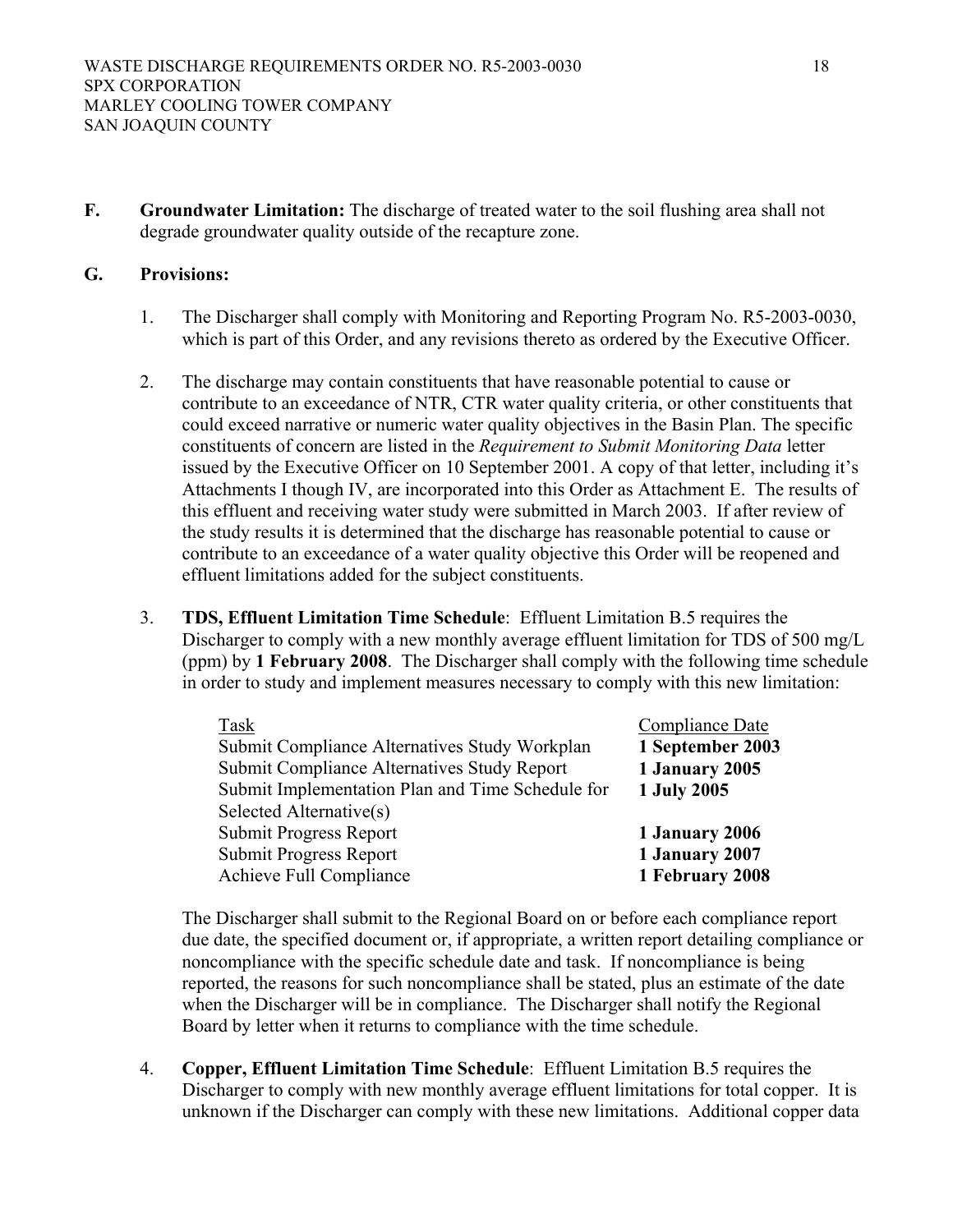**F. Groundwater Limitation:** The discharge of treated water to the soil flushing area shall not degrade groundwater quality outside of the recapture zone.

**G. Provisions:**

1. The Discharger shall comply with Monitoring and Reporting Program No. R5-2003-0030, which is part of this Order, and any revisions thereto as ordered by the Executive Officer.

2. The discharge may contain constituents that have reasonable potential to cause or contribute to an exceedance of NTR, CTR water quality criteria, or other constituents that could exceed narrative or numeric water quality objectives in the Basin Plan. The specific constituents of concern are listed in the *Requirement to Submit Monitoring Data* letter issued by the Executive Officer on 10 September 2001. A copy of that letter, including it's Attachments I though IV, are incorporated into this Order as Attachment E. The results of this effluent and receiving water study were submitted in March 2003. If after review of the study results it is determined that the discharge has reasonable potential to cause or contribute to an exceedance of a water quality objective this Order will be reopened and effluent limitations added for the subject constituents.

3. **TDS, Effluent Limitation Time Schedule**: Effluent Limitation B.5 requires the Discharger to comply with a new monthly average effluent limitation for TDS of 500 mg/L (ppm) by **1 February 2008**. The Discharger shall comply with the following time schedule in order to study and implement measures necessary to comply with this new limitation:

| Task | Compliance Date |
|---|---|
| Submit Compliance Alternatives Study Workplan | **1 September 2003** |
| Submit Compliance Alternatives Study Report | **1 January 2005** |
| Submit Implementation Plan and Time Schedule for Selected Alternative(s) | **1 July 2005** |
| Submit Progress Report | **1 January 2006** |
| Submit Progress Report | **1 January 2007** |
| Achieve Full Compliance | **1 February 2008** |

The Discharger shall submit to the Regional Board on or before each compliance report due date, the specified document or, if appropriate, a written report detailing compliance or noncompliance with the specific schedule date and task. If noncompliance is being reported, the reasons for such noncompliance shall be stated, plus an estimate of the date when the Discharger will be in compliance. The Discharger shall notify the Regional Board by letter when it returns to compliance with the time schedule.

4. **Copper, Effluent Limitation Time Schedule**: Effluent Limitation B.5 requires the Discharger to comply with new monthly average effluent limitations for total copper. It is unknown if the Discharger can comply with these new limitations. Additional copper data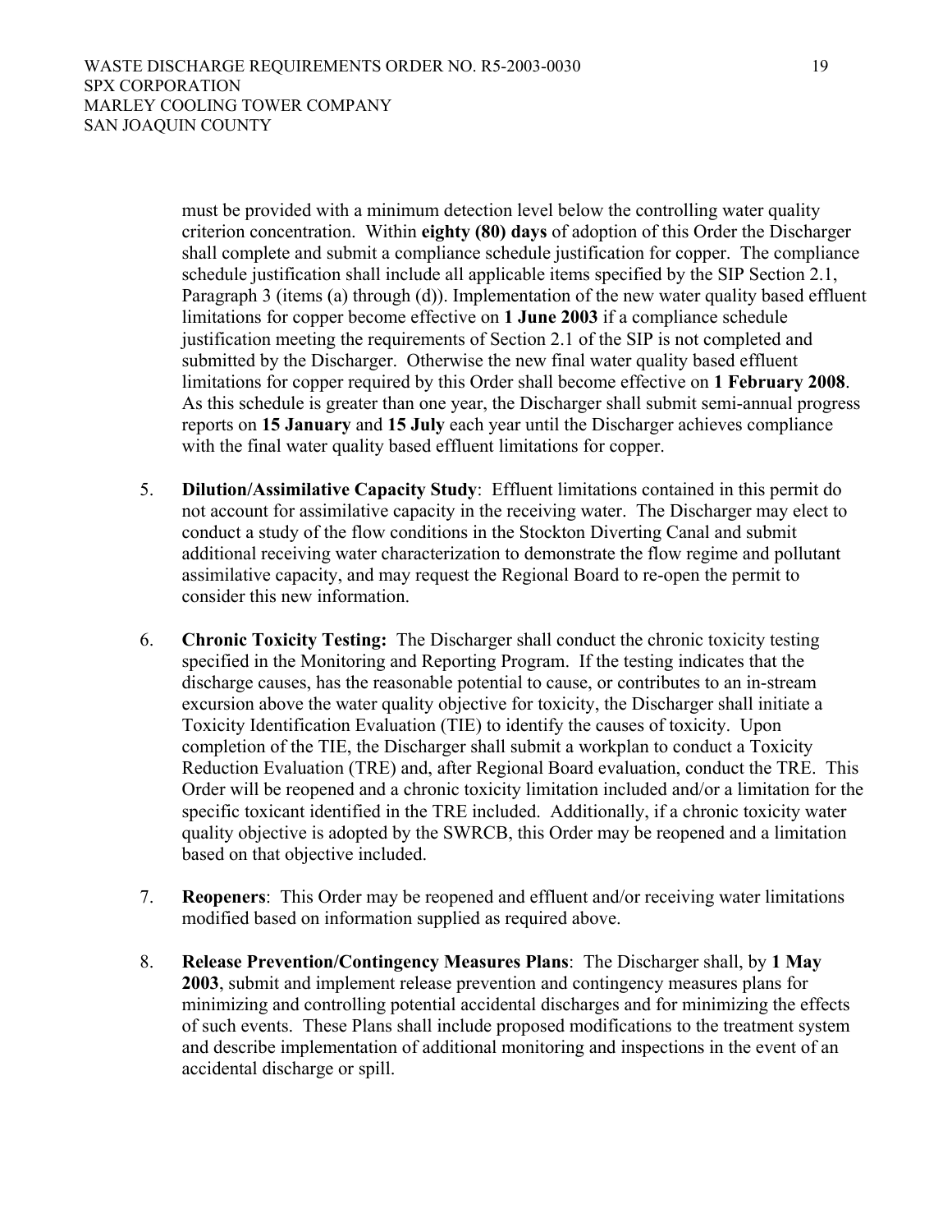must be provided with a minimum detection level below the controlling water quality criterion concentration. Within **eighty (80) days** of adoption of this Order the Discharger shall complete and submit a compliance schedule justification for copper. The compliance schedule justification shall include all applicable items specified by the SIP Section 2.1, Paragraph 3 (items (a) through (d)). Implementation of the new water quality based effluent limitations for copper become effective on **1 June 2003** if a compliance schedule justification meeting the requirements of Section 2.1 of the SIP is not completed and submitted by the Discharger. Otherwise the new final water quality based effluent limitations for copper required by this Order shall become effective on **1 February 2008**. As this schedule is greater than one year, the Discharger shall submit semi-annual progress reports on **15 January** and **15 July** each year until the Discharger achieves compliance with the final water quality based effluent limitations for copper.

5. **Dilution/Assimilative Capacity Study**: Effluent limitations contained in this permit do not account for assimilative capacity in the receiving water. The Discharger may elect to conduct a study of the flow conditions in the Stockton Diverting Canal and submit additional receiving water characterization to demonstrate the flow regime and pollutant assimilative capacity, and may request the Regional Board to re-open the permit to consider this new information.

6. **Chronic Toxicity Testing:** The Discharger shall conduct the chronic toxicity testing specified in the Monitoring and Reporting Program. If the testing indicates that the discharge causes, has the reasonable potential to cause, or contributes to an in-stream excursion above the water quality objective for toxicity, the Discharger shall initiate a Toxicity Identification Evaluation (TIE) to identify the causes of toxicity. Upon completion of the TIE, the Discharger shall submit a workplan to conduct a Toxicity Reduction Evaluation (TRE) and, after Regional Board evaluation, conduct the TRE. This Order will be reopened and a chronic toxicity limitation included and/or a limitation for the specific toxicant identified in the TRE included. Additionally, if a chronic toxicity water quality objective is adopted by the SWRCB, this Order may be reopened and a limitation based on that objective included.

7. **Reopeners**: This Order may be reopened and effluent and/or receiving water limitations modified based on information supplied as required above.

8. **Release Prevention/Contingency Measures Plans**: The Discharger shall, by **1 May 2003**, submit and implement release prevention and contingency measures plans for minimizing and controlling potential accidental discharges and for minimizing the effects of such events. These Plans shall include proposed modifications to the treatment system and describe implementation of additional monitoring and inspections in the event of an accidental discharge or spill.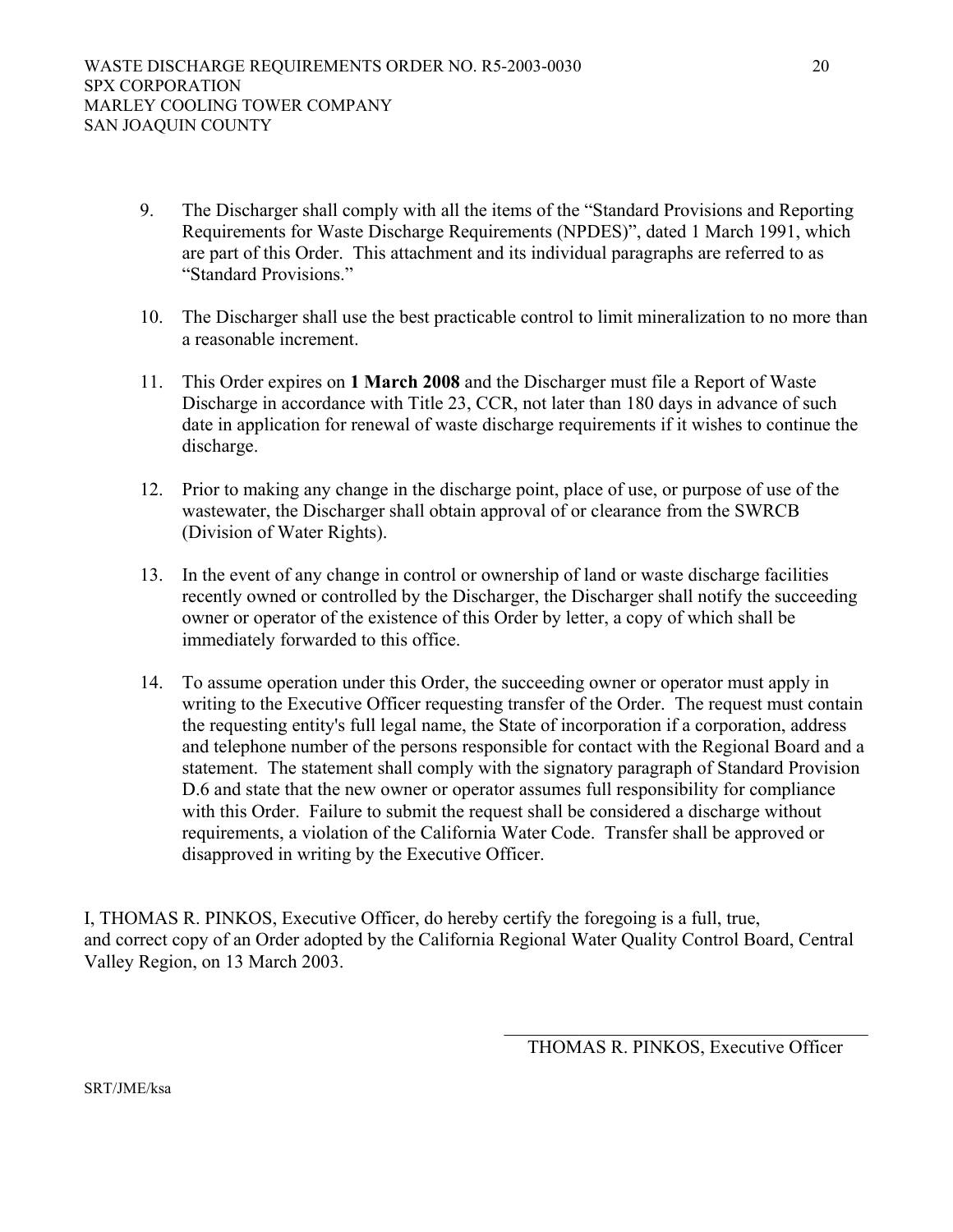9. The Discharger shall comply with all the items of the "Standard Provisions and Reporting Requirements for Waste Discharge Requirements (NPDES)", dated 1 March 1991, which are part of this Order. This attachment and its individual paragraphs are referred to as "Standard Provisions."

10. The Discharger shall use the best practicable control to limit mineralization to no more than a reasonable increment.

11. This Order expires on **1 March 2008** and the Discharger must file a Report of Waste Discharge in accordance with Title 23, CCR, not later than 180 days in advance of such date in application for renewal of waste discharge requirements if it wishes to continue the discharge.

12. Prior to making any change in the discharge point, place of use, or purpose of use of the wastewater, the Discharger shall obtain approval of or clearance from the SWRCB (Division of Water Rights).

13. In the event of any change in control or ownership of land or waste discharge facilities recently owned or controlled by the Discharger, the Discharger shall notify the succeeding owner or operator of the existence of this Order by letter, a copy of which shall be immediately forwarded to this office.

14. To assume operation under this Order, the succeeding owner or operator must apply in writing to the Executive Officer requesting transfer of the Order. The request must contain the requesting entity's full legal name, the State of incorporation if a corporation, address and telephone number of the persons responsible for contact with the Regional Board and a statement. The statement shall comply with the signatory paragraph of Standard Provision D.6 and state that the new owner or operator assumes full responsibility for compliance with this Order. Failure to submit the request shall be considered a discharge without requirements, a violation of the California Water Code. Transfer shall be approved or disapproved in writing by the Executive Officer.

I, THOMAS R. PINKOS, Executive Officer, do hereby certify the foregoing is a full, true, and correct copy of an Order adopted by the California Regional Water Quality Control Board, Central Valley Region, on 13 March 2003.

\_\_\_\_\_\_\_\_\_\_\_\_\_\_\_\_\_\_\_\_\_\_\_\_\_\_\_\_\_\_\_\_\_\_\_\_

THOMAS R. PINKOS, Executive Officer

SRT/JME/ksa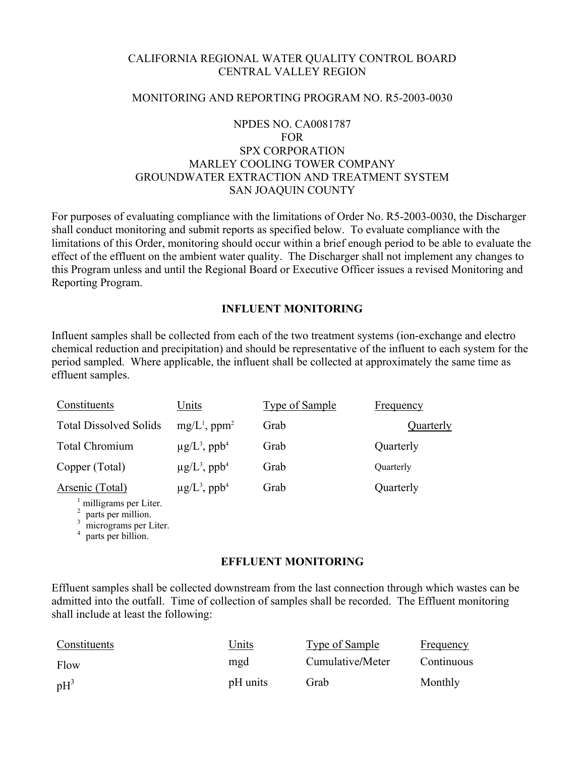CALIFORNIA REGIONAL WATER QUALITY CONTROL BOARD
CENTRAL VALLEY REGION

MONITORING AND REPORTING PROGRAM NO. R5-2003-0030

NPDES NO. CA0081787
FOR
SPX CORPORATION
MARLEY COOLING TOWER COMPANY
GROUNDWATER EXTRACTION AND TREATMENT SYSTEM
SAN JOAQUIN COUNTY

For purposes of evaluating compliance with the limitations of Order No. R5-2003-0030, the Discharger shall conduct monitoring and submit reports as specified below. To evaluate compliance with the limitations of this Order, monitoring should occur within a brief enough period to be able to evaluate the effect of the effluent on the ambient water quality. The Discharger shall not implement any changes to this Program unless and until the Regional Board or Executive Officer issues a revised Monitoring and Reporting Program.

## INFLUENT MONITORING

Influent samples shall be collected from each of the two treatment systems (ion-exchange and electro chemical reduction and precipitation) and should be representative of the influent to each system for the period sampled. Where applicable, the influent shall be collected at approximately the same time as effluent samples.

| Constituents | Units | Type of Sample | Frequency |
|---|---|---|---|
| Total Dissolved Solids | mg/L[1], ppm[2] | Grab | Quarterly |
| Total Chromium | µg/L[3], ppb[4] | Grab | Quarterly |
| Copper (Total) | µg/L[3], ppb[4] | Grab | Quarterly |
| Arsenic (Total) | µg/L[3], ppb[4] | Grab | Quarterly |

[1] milligrams per Liter.
[2] parts per million.
[3] micrograms per Liter.
[4] parts per billion.

## EFFLUENT MONITORING

Effluent samples shall be collected downstream from the last connection through which wastes can be admitted into the outfall. Time of collection of samples shall be recorded. The Effluent monitoring shall include at least the following:

| Constituents | Units | Type of Sample | Frequency |
|---|---|---|---|
| Flow | mgd | Cumulative/Meter | Continuous |
| pH[3] | pH units | Grab | Monthly |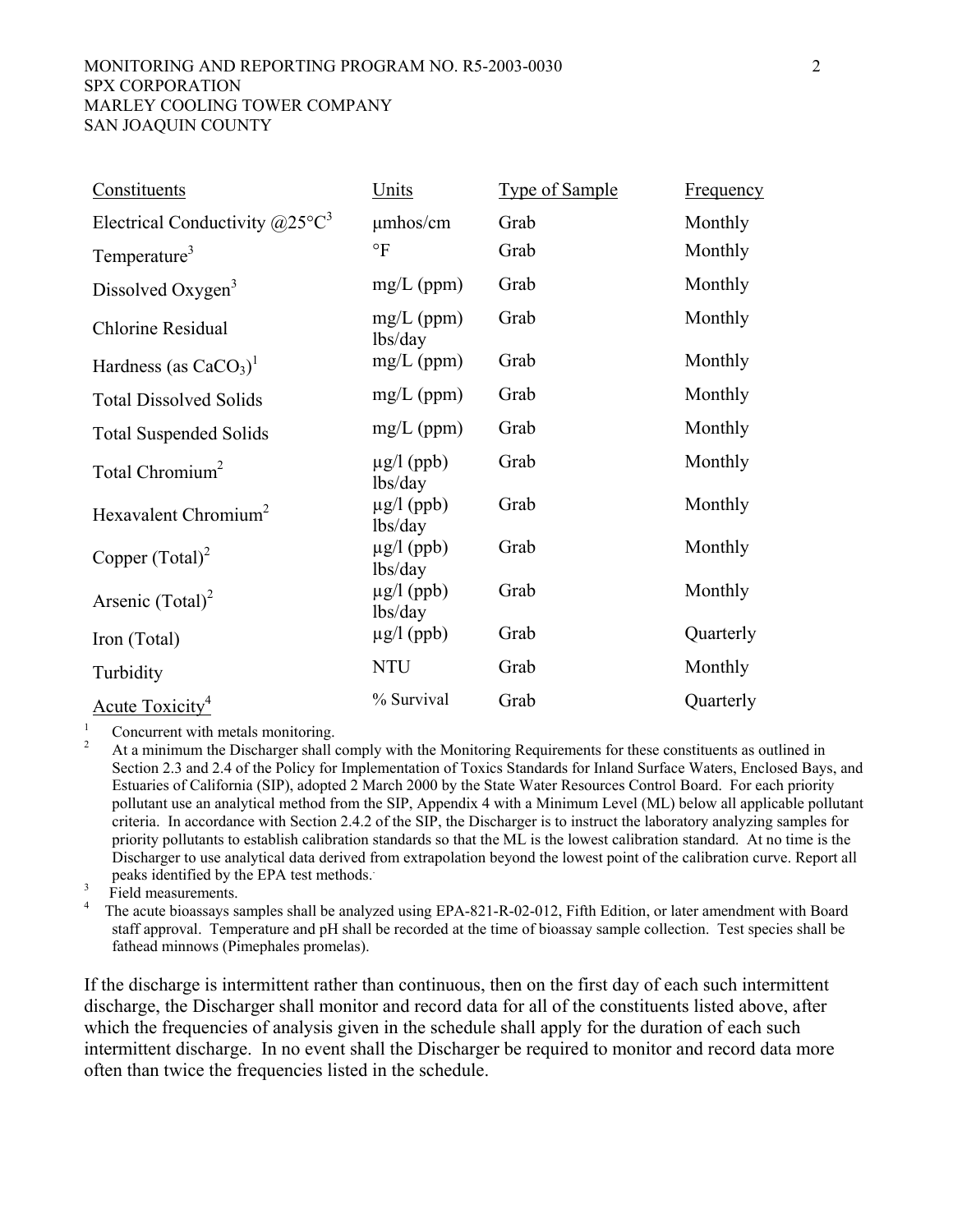| Constituents | Units | Type of Sample | Frequency |
|---|---|---|---|
| Electrical Conductivity @25°C[3] | µmhos/cm | Grab | Monthly |
| Temperature[3] | °F | Grab | Monthly |
| Dissolved Oxygen[3] | mg/L (ppm) | Grab | Monthly |
| Chlorine Residual | mg/L (ppm) lbs/day | Grab | Monthly |
| Hardness (as $CaCO_3$)[1] | mg/L (ppm) | Grab | Monthly |
| Total Dissolved Solids | mg/L (ppm) | Grab | Monthly |
| Total Suspended Solids | mg/L (ppm) | Grab | Monthly |
| Total Chromium[2] | µg/l (ppb) lbs/day | Grab | Monthly |
| Hexavalent Chromium[2] | µg/l (ppb) lbs/day | Grab | Monthly |
| Copper (Total)[2] | µg/l (ppb) lbs/day | Grab | Monthly |
| Arsenic (Total)[2] | µg/l (ppb) lbs/day | Grab | Monthly |
| Iron (Total) | µg/l (ppb) | Grab | Quarterly |
| Turbidity | NTU | Grab | Monthly |
| Acute Toxicity[4] | % Survival | Grab | Quarterly |

[1] Concurrent with metals monitoring.

[2] At a minimum the Discharger shall comply with the Monitoring Requirements for these constituents as outlined in Section 2.3 and 2.4 of the Policy for Implementation of Toxics Standards for Inland Surface Waters, Enclosed Bays, and Estuaries of California (SIP), adopted 2 March 2000 by the State Water Resources Control Board. For each priority pollutant use an analytical method from the SIP, Appendix 4 with a Minimum Level (ML) below all applicable pollutant criteria. In accordance with Section 2.4.2 of the SIP, the Discharger is to instruct the laboratory analyzing samples for priority pollutants to establish calibration standards so that the ML is the lowest calibration standard. At no time is the Discharger to use analytical data derived from extrapolation beyond the lowest point of the calibration curve. Report all peaks identified by the EPA test methods.

[3] Field measurements.

[4] The acute bioassays samples shall be analyzed using EPA-821-R-02-012, Fifth Edition, or later amendment with Board staff approval. Temperature and pH shall be recorded at the time of bioassay sample collection. Test species shall be fathead minnows (Pimephales promelas).

If the discharge is intermittent rather than continuous, then on the first day of each such intermittent discharge, the Discharger shall monitor and record data for all of the constituents listed above, after which the frequencies of analysis given in the schedule shall apply for the duration of each such intermittent discharge. In no event shall the Discharger be required to monitor and record data more often than twice the frequencies listed in the schedule.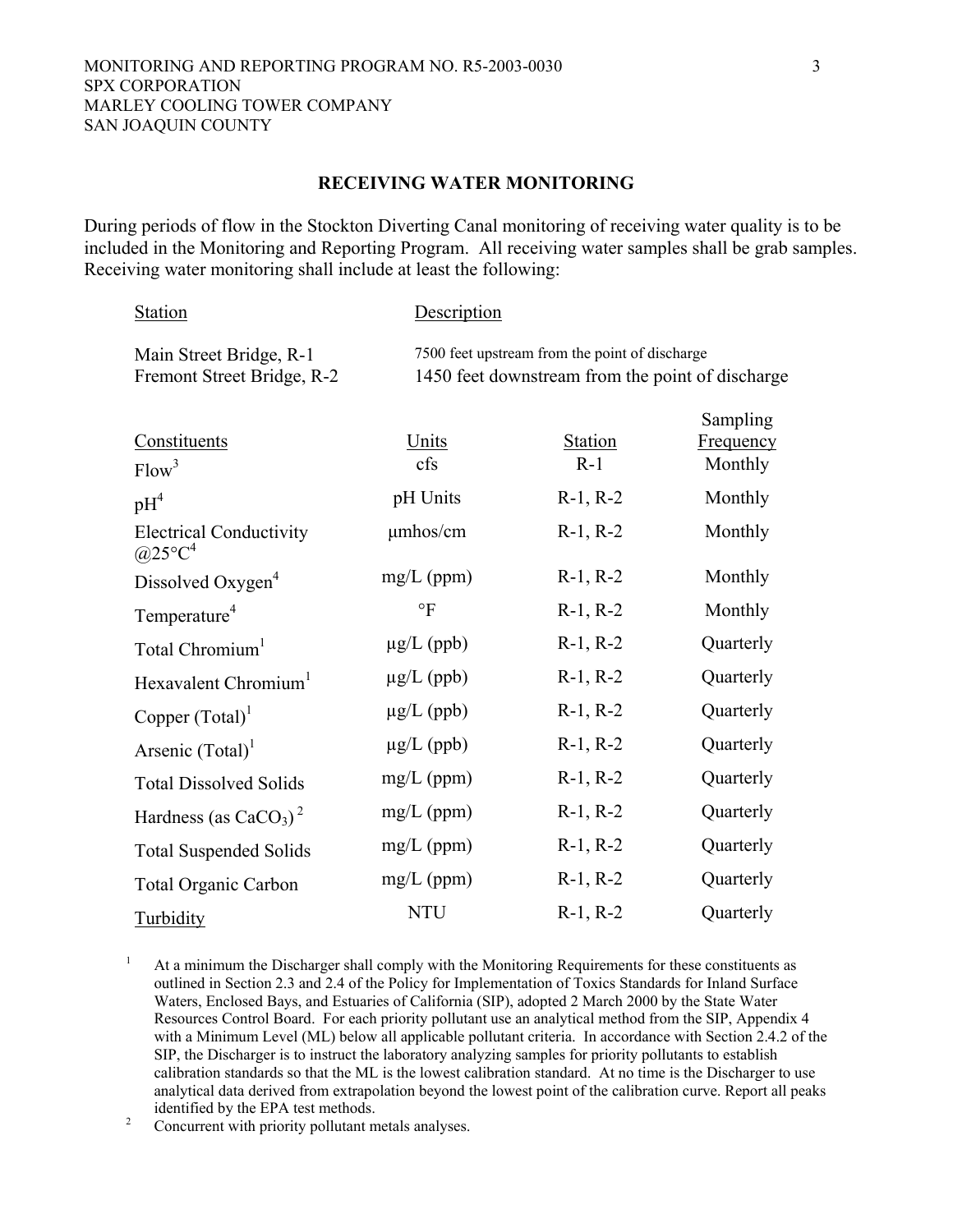## RECEIVING WATER MONITORING

During periods of flow in the Stockton Diverting Canal monitoring of receiving water quality is to be included in the Monitoring and Reporting Program. All receiving water samples shall be grab samples. Receiving water monitoring shall include at least the following:

| Station | Description |
|---|---|
| Main Street Bridge, R-1 | 7500 feet upstream from the point of discharge |
| Fremont Street Bridge, R-2 | 1450 feet downstream from the point of discharge |

| Constituents | Units | Station | Sampling Frequency |
|---|---|---|---|
| Flow[3] | cfs | R-1 | Monthly |
| pH[4] | pH Units | R-1, R-2 | Monthly |
| Electrical Conductivity @25°C[4] | µmhos/cm | R-1, R-2 | Monthly |
| Dissolved Oxygen[4] | mg/L (ppm) | R-1, R-2 | Monthly |
| Temperature[4] | °F | R-1, R-2 | Monthly |
| Total Chromium[1] | µg/L (ppb) | R-1, R-2 | Quarterly |
| Hexavalent Chromium[1] | µg/L (ppb) | R-1, R-2 | Quarterly |
| Copper (Total)[1] | µg/L (ppb) | R-1, R-2 | Quarterly |
| Arsenic (Total)[1] | µg/L (ppb) | R-1, R-2 | Quarterly |
| Total Dissolved Solids | mg/L (ppm) | R-1, R-2 | Quarterly |
| Hardness (as $CaCO_3$)[2] | mg/L (ppm) | R-1, R-2 | Quarterly |
| Total Suspended Solids | mg/L (ppm) | R-1, R-2 | Quarterly |
| Total Organic Carbon | mg/L (ppm) | R-1, R-2 | Quarterly |
| Turbidity | NTU | R-1, R-2 | Quarterly |

[1] At a minimum the Discharger shall comply with the Monitoring Requirements for these constituents as outlined in Section 2.3 and 2.4 of the Policy for Implementation of Toxics Standards for Inland Surface Waters, Enclosed Bays, and Estuaries of California (SIP), adopted 2 March 2000 by the State Water Resources Control Board. For each priority pollutant use an analytical method from the SIP, Appendix 4 with a Minimum Level (ML) below all applicable pollutant criteria. In accordance with Section 2.4.2 of the SIP, the Discharger is to instruct the laboratory analyzing samples for priority pollutants to establish calibration standards so that the ML is the lowest calibration standard. At no time is the Discharger to use analytical data derived from extrapolation beyond the lowest point of the calibration curve. Report all peaks identified by the EPA test methods.

[2] Concurrent with priority pollutant metals analyses.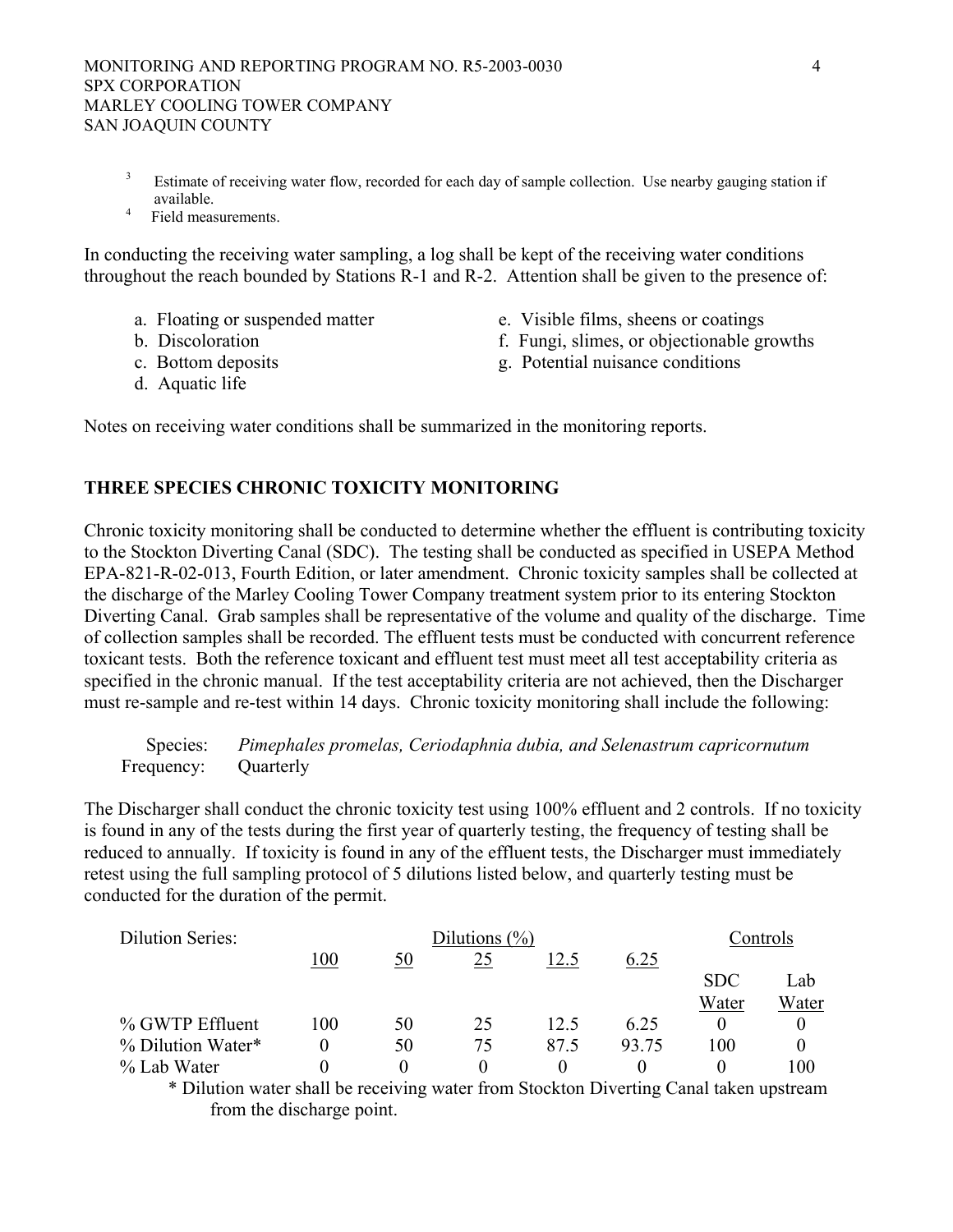[3] Estimate of receiving water flow, recorded for each day of sample collection. Use nearby gauging station if available.

[4] Field measurements.

In conducting the receiving water sampling, a log shall be kept of the receiving water conditions throughout the reach bounded by Stations R-1 and R-2. Attention shall be given to the presence of:

a. Floating or suspended matter
b. Discoloration
c. Bottom deposits
d. Aquatic life
e. Visible films, sheens or coatings
f. Fungi, slimes, or objectionable growths
g. Potential nuisance conditions

Notes on receiving water conditions shall be summarized in the monitoring reports.

## THREE SPECIES CHRONIC TOXICITY MONITORING

Chronic toxicity monitoring shall be conducted to determine whether the effluent is contributing toxicity to the Stockton Diverting Canal (SDC). The testing shall be conducted as specified in USEPA Method EPA-821-R-02-013, Fourth Edition, or later amendment. Chronic toxicity samples shall be collected at the discharge of the Marley Cooling Tower Company treatment system prior to its entering Stockton Diverting Canal. Grab samples shall be representative of the volume and quality of the discharge. Time of collection samples shall be recorded. The effluent tests must be conducted with concurrent reference toxicant tests. Both the reference toxicant and effluent test must meet all test acceptability criteria as specified in the chronic manual. If the test acceptability criteria are not achieved, then the Discharger must re-sample and re-test within 14 days. Chronic toxicity monitoring shall include the following:

Species: *Pimephales promelas, Ceriodaphnia dubia, and Selenastrum capricornutum*
Frequency: Quarterly

The Discharger shall conduct the chronic toxicity test using 100% effluent and 2 controls. If no toxicity is found in any of the tests during the first year of quarterly testing, the frequency of testing shall be reduced to annually. If toxicity is found in any of the effluent tests, the Discharger must immediately retest using the full sampling protocol of 5 dilutions listed below, and quarterly testing must be conducted for the duration of the permit.

| Dilution Series: | Dilutions (%) | | | | | Controls | |
|---|---|---|---|---|---|---|---|
| | 100 | 50 | 25 | 12.5 | 6.25 | SDC Water | Lab Water |
| % GWTP Effluent | 100 | 50 | 25 | 12.5 | 6.25 | 0 | 0 |
| % Dilution Water* | 0 | 50 | 75 | 87.5 | 93.75 | 100 | 0 |
| % Lab Water | 0 | 0 | 0 | 0 | 0 | 0 | 100 |

\* Dilution water shall be receiving water from Stockton Diverting Canal taken upstream from the discharge point.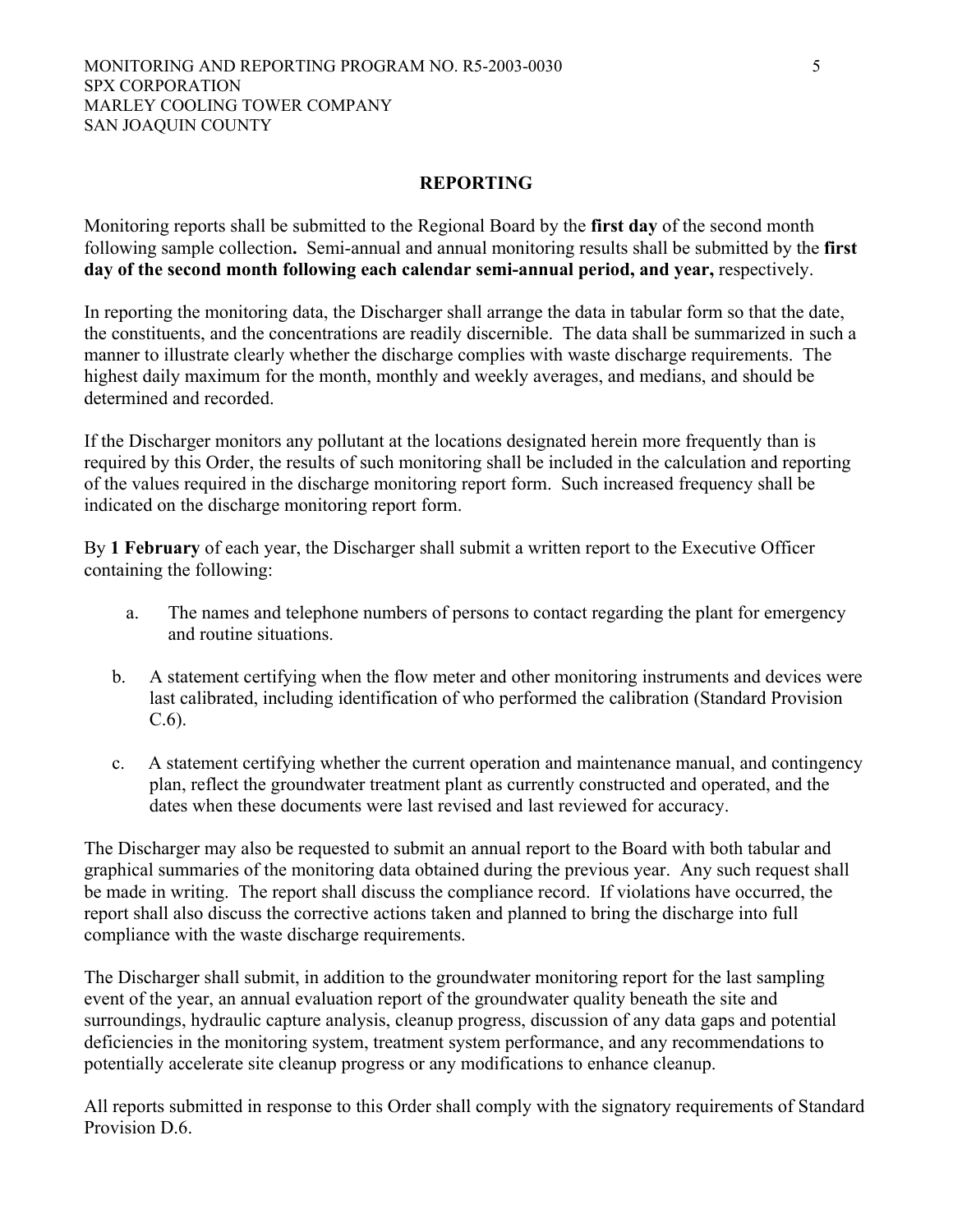## REPORTING

Monitoring reports shall be submitted to the Regional Board by the **first day** of the second month following sample collection**.** Semi-annual and annual monitoring results shall be submitted by the **first day of the second month following each calendar semi-annual period, and year,** respectively.

In reporting the monitoring data, the Discharger shall arrange the data in tabular form so that the date, the constituents, and the concentrations are readily discernible. The data shall be summarized in such a manner to illustrate clearly whether the discharge complies with waste discharge requirements. The highest daily maximum for the month, monthly and weekly averages, and medians, and should be determined and recorded.

If the Discharger monitors any pollutant at the locations designated herein more frequently than is required by this Order, the results of such monitoring shall be included in the calculation and reporting of the values required in the discharge monitoring report form. Such increased frequency shall be indicated on the discharge monitoring report form.

By **1 February** of each year, the Discharger shall submit a written report to the Executive Officer containing the following:

a. The names and telephone numbers of persons to contact regarding the plant for emergency and routine situations.

b. A statement certifying when the flow meter and other monitoring instruments and devices were last calibrated, including identification of who performed the calibration (Standard Provision C.6).

c. A statement certifying whether the current operation and maintenance manual, and contingency plan, reflect the groundwater treatment plant as currently constructed and operated, and the dates when these documents were last revised and last reviewed for accuracy.

The Discharger may also be requested to submit an annual report to the Board with both tabular and graphical summaries of the monitoring data obtained during the previous year. Any such request shall be made in writing. The report shall discuss the compliance record. If violations have occurred, the report shall also discuss the corrective actions taken and planned to bring the discharge into full compliance with the waste discharge requirements.

The Discharger shall submit, in addition to the groundwater monitoring report for the last sampling event of the year, an annual evaluation report of the groundwater quality beneath the site and surroundings, hydraulic capture analysis, cleanup progress, discussion of any data gaps and potential deficiencies in the monitoring system, treatment system performance, and any recommendations to potentially accelerate site cleanup progress or any modifications to enhance cleanup.

All reports submitted in response to this Order shall comply with the signatory requirements of Standard Provision D.6.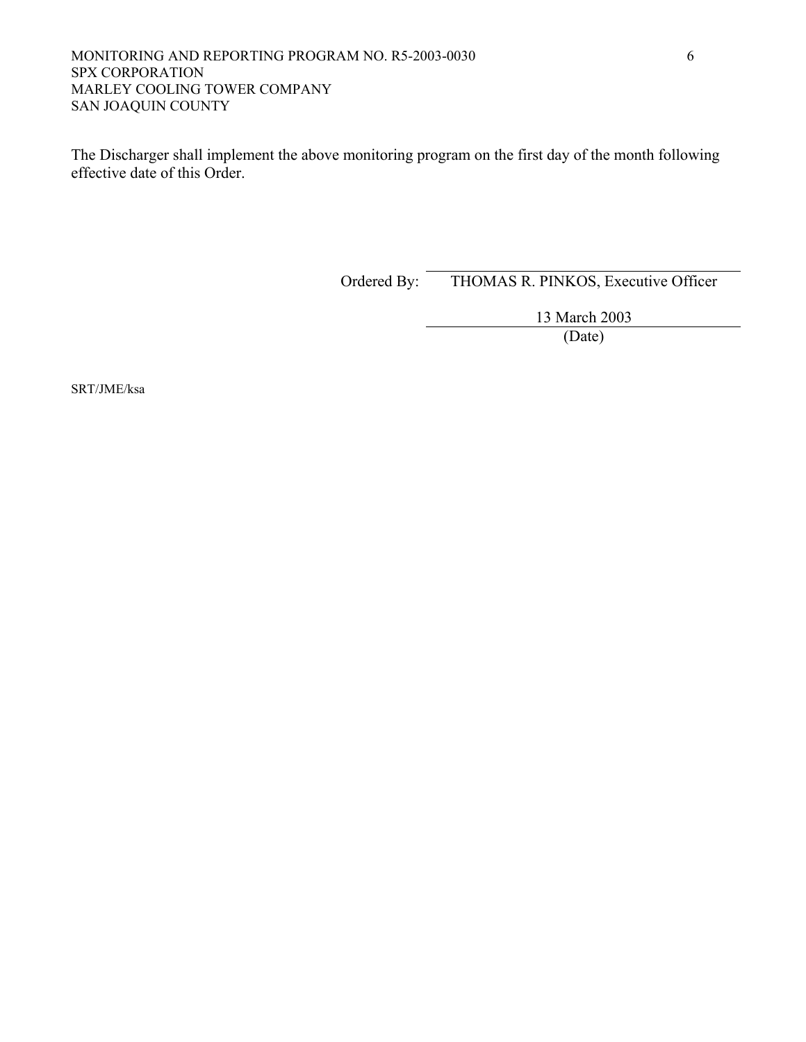The Discharger shall implement the above monitoring program on the first day of the month following effective date of this Order.

Ordered By: THOMAS R. PINKOS, Executive Officer

13 March 2003
(Date)

SRT/JME/ksa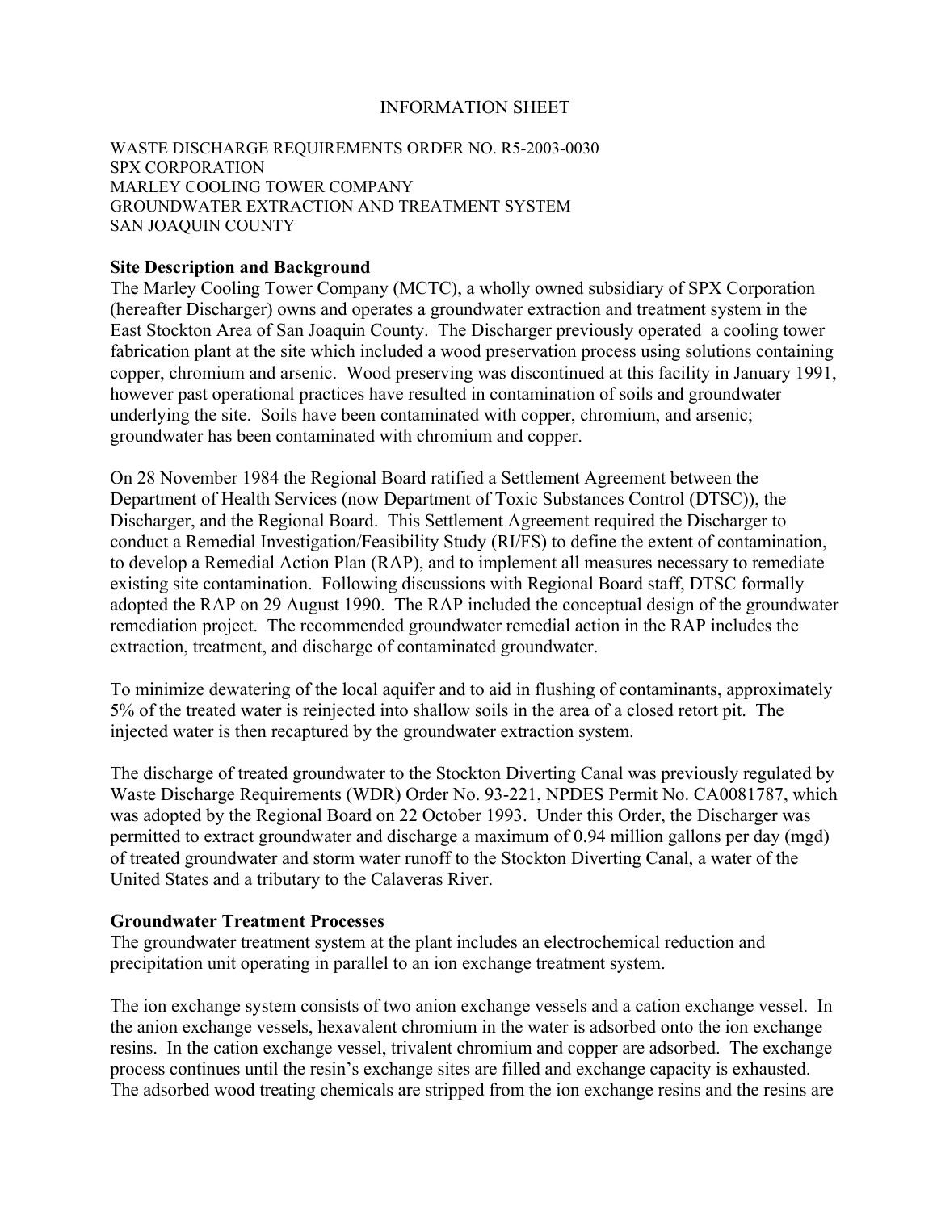# INFORMATION SHEET

WASTE DISCHARGE REQUIREMENTS ORDER NO. R5-2003-0030
SPX CORPORATION
MARLEY COOLING TOWER COMPANY
GROUNDWATER EXTRACTION AND TREATMENT SYSTEM
SAN JOAQUIN COUNTY

**Site Description and Background**

The Marley Cooling Tower Company (MCTC), a wholly owned subsidiary of SPX Corporation (hereafter Discharger) owns and operates a groundwater extraction and treatment system in the East Stockton Area of San Joaquin County. The Discharger previously operated a cooling tower fabrication plant at the site which included a wood preservation process using solutions containing copper, chromium and arsenic. Wood preserving was discontinued at this facility in January 1991, however past operational practices have resulted in contamination of soils and groundwater underlying the site. Soils have been contaminated with copper, chromium, and arsenic; groundwater has been contaminated with chromium and copper.

On 28 November 1984 the Regional Board ratified a Settlement Agreement between the Department of Health Services (now Department of Toxic Substances Control (DTSC)), the Discharger, and the Regional Board. This Settlement Agreement required the Discharger to conduct a Remedial Investigation/Feasibility Study (RI/FS) to define the extent of contamination, to develop a Remedial Action Plan (RAP), and to implement all measures necessary to remediate existing site contamination. Following discussions with Regional Board staff, DTSC formally adopted the RAP on 29 August 1990. The RAP included the conceptual design of the groundwater remediation project. The recommended groundwater remedial action in the RAP includes the extraction, treatment, and discharge of contaminated groundwater.

To minimize dewatering of the local aquifer and to aid in flushing of contaminants, approximately 5% of the treated water is reinjected into shallow soils in the area of a closed retort pit. The injected water is then recaptured by the groundwater extraction system.

The discharge of treated groundwater to the Stockton Diverting Canal was previously regulated by Waste Discharge Requirements (WDR) Order No. 93-221, NPDES Permit No. CA0081787, which was adopted by the Regional Board on 22 October 1993. Under this Order, the Discharger was permitted to extract groundwater and discharge a maximum of 0.94 million gallons per day (mgd) of treated groundwater and storm water runoff to the Stockton Diverting Canal, a water of the United States and a tributary to the Calaveras River.

**Groundwater Treatment Processes**

The groundwater treatment system at the plant includes an electrochemical reduction and precipitation unit operating in parallel to an ion exchange treatment system.

The ion exchange system consists of two anion exchange vessels and a cation exchange vessel. In the anion exchange vessels, hexavalent chromium in the water is adsorbed onto the ion exchange resins. In the cation exchange vessel, trivalent chromium and copper are adsorbed. The exchange process continues until the resin's exchange sites are filled and exchange capacity is exhausted. The adsorbed wood treating chemicals are stripped from the ion exchange resins and the resins are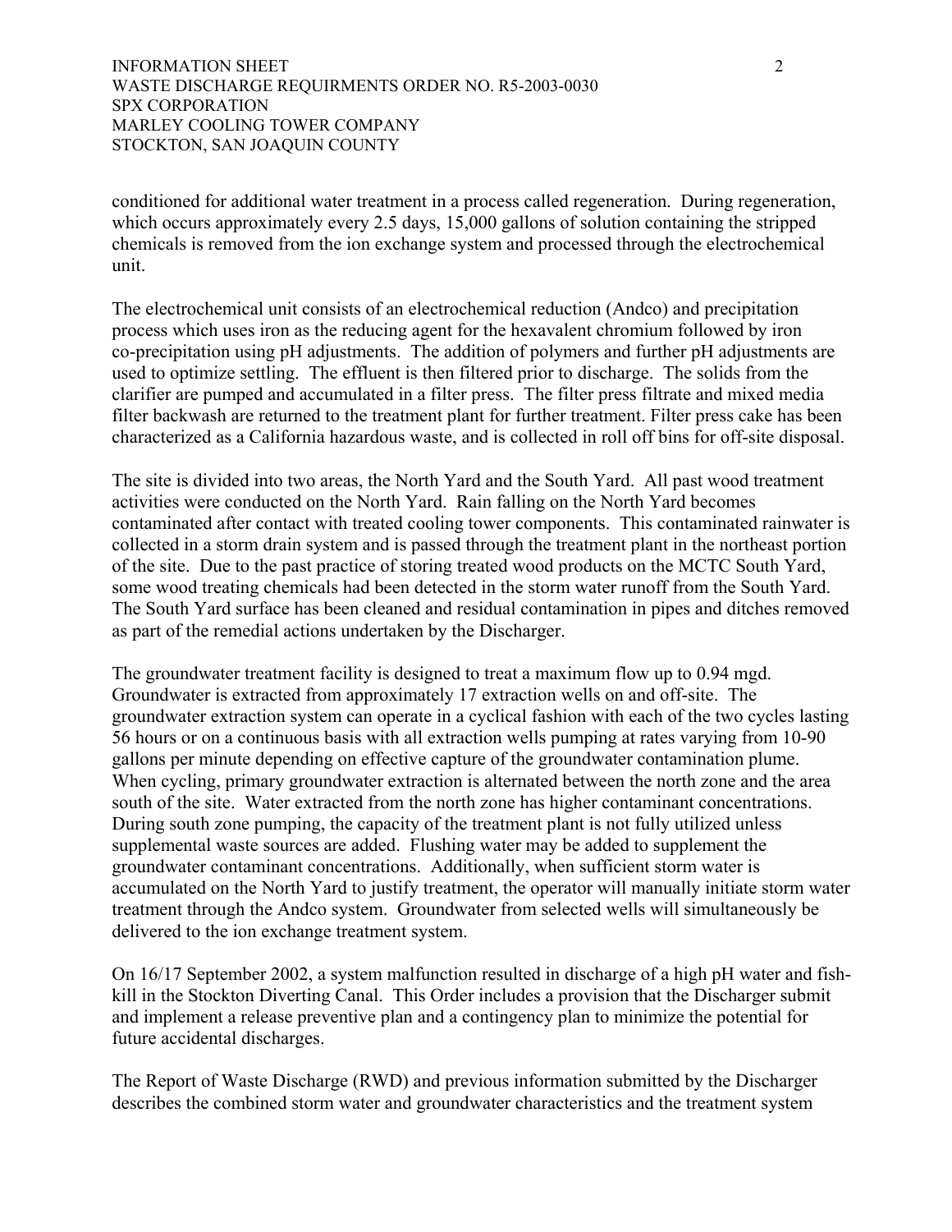conditioned for additional water treatment in a process called regeneration. During regeneration, which occurs approximately every 2.5 days, 15,000 gallons of solution containing the stripped chemicals is removed from the ion exchange system and processed through the electrochemical unit.

The electrochemical unit consists of an electrochemical reduction (Andco) and precipitation process which uses iron as the reducing agent for the hexavalent chromium followed by iron co-precipitation using pH adjustments. The addition of polymers and further pH adjustments are used to optimize settling. The effluent is then filtered prior to discharge. The solids from the clarifier are pumped and accumulated in a filter press. The filter press filtrate and mixed media filter backwash are returned to the treatment plant for further treatment. Filter press cake has been characterized as a California hazardous waste, and is collected in roll off bins for off-site disposal.

The site is divided into two areas, the North Yard and the South Yard. All past wood treatment activities were conducted on the North Yard. Rain falling on the North Yard becomes contaminated after contact with treated cooling tower components. This contaminated rainwater is collected in a storm drain system and is passed through the treatment plant in the northeast portion of the site. Due to the past practice of storing treated wood products on the MCTC South Yard, some wood treating chemicals had been detected in the storm water runoff from the South Yard. The South Yard surface has been cleaned and residual contamination in pipes and ditches removed as part of the remedial actions undertaken by the Discharger.

The groundwater treatment facility is designed to treat a maximum flow up to 0.94 mgd. Groundwater is extracted from approximately 17 extraction wells on and off-site. The groundwater extraction system can operate in a cyclical fashion with each of the two cycles lasting 56 hours or on a continuous basis with all extraction wells pumping at rates varying from 10-90 gallons per minute depending on effective capture of the groundwater contamination plume. When cycling, primary groundwater extraction is alternated between the north zone and the area south of the site. Water extracted from the north zone has higher contaminant concentrations. During south zone pumping, the capacity of the treatment plant is not fully utilized unless supplemental waste sources are added. Flushing water may be added to supplement the groundwater contaminant concentrations. Additionally, when sufficient storm water is accumulated on the North Yard to justify treatment, the operator will manually initiate storm water treatment through the Andco system. Groundwater from selected wells will simultaneously be delivered to the ion exchange treatment system.

On 16/17 September 2002, a system malfunction resulted in discharge of a high pH water and fish-kill in the Stockton Diverting Canal. This Order includes a provision that the Discharger submit and implement a release preventive plan and a contingency plan to minimize the potential for future accidental discharges.

The Report of Waste Discharge (RWD) and previous information submitted by the Discharger describes the combined storm water and groundwater characteristics and the treatment system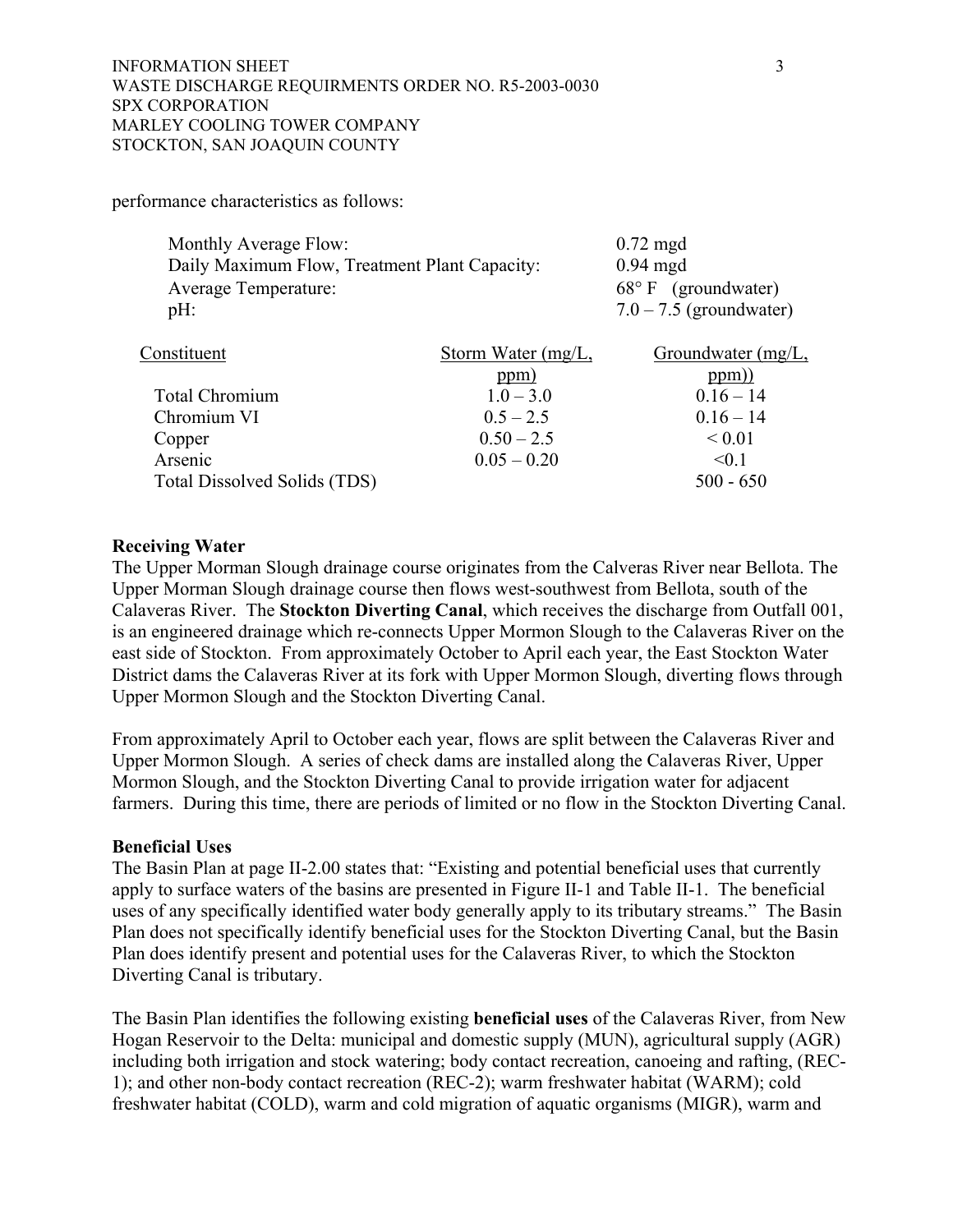performance characteristics as follows:

| | |
|---|---|
| Monthly Average Flow: | 0.72 mgd |
| Daily Maximum Flow, Treatment Plant Capacity: | 0.94 mgd |
| Average Temperature: | 68° F (groundwater) |
| pH: | 7.0 – 7.5 (groundwater) |

| Constituent | Storm Water (mg/L, ppm) | Groundwater (mg/L, ppm)) |
|---|---|---|
| Total Chromium | 1.0 – 3.0 | 0.16 – 14 |
| Chromium VI | 0.5 – 2.5 | 0.16 – 14 |
| Copper | 0.50 – 2.5 | < 0.01 |
| Arsenic | 0.05 – 0.20 | <0.1 |
| Total Dissolved Solids (TDS) | | 500 - 650 |

**Receiving Water**

The Upper Morman Slough drainage course originates from the Calveras River near Bellota. The Upper Morman Slough drainage course then flows west-southwest from Bellota, south of the Calaveras River. The **Stockton Diverting Canal**, which receives the discharge from Outfall 001, is an engineered drainage which re-connects Upper Mormon Slough to the Calaveras River on the east side of Stockton. From approximately October to April each year, the East Stockton Water District dams the Calaveras River at its fork with Upper Mormon Slough, diverting flows through Upper Mormon Slough and the Stockton Diverting Canal.

From approximately April to October each year, flows are split between the Calaveras River and Upper Mormon Slough. A series of check dams are installed along the Calaveras River, Upper Mormon Slough, and the Stockton Diverting Canal to provide irrigation water for adjacent farmers. During this time, there are periods of limited or no flow in the Stockton Diverting Canal.

**Beneficial Uses**

The Basin Plan at page II-2.00 states that: "Existing and potential beneficial uses that currently apply to surface waters of the basins are presented in Figure II-1 and Table II-1. The beneficial uses of any specifically identified water body generally apply to its tributary streams." The Basin Plan does not specifically identify beneficial uses for the Stockton Diverting Canal, but the Basin Plan does identify present and potential uses for the Calaveras River, to which the Stockton Diverting Canal is tributary.

The Basin Plan identifies the following existing **beneficial uses** of the Calaveras River, from New Hogan Reservoir to the Delta: municipal and domestic supply (MUN), agricultural supply (AGR) including both irrigation and stock watering; body contact recreation, canoeing and rafting, (REC-1); and other non-body contact recreation (REC-2); warm freshwater habitat (WARM); cold freshwater habitat (COLD), warm and cold migration of aquatic organisms (MIGR), warm and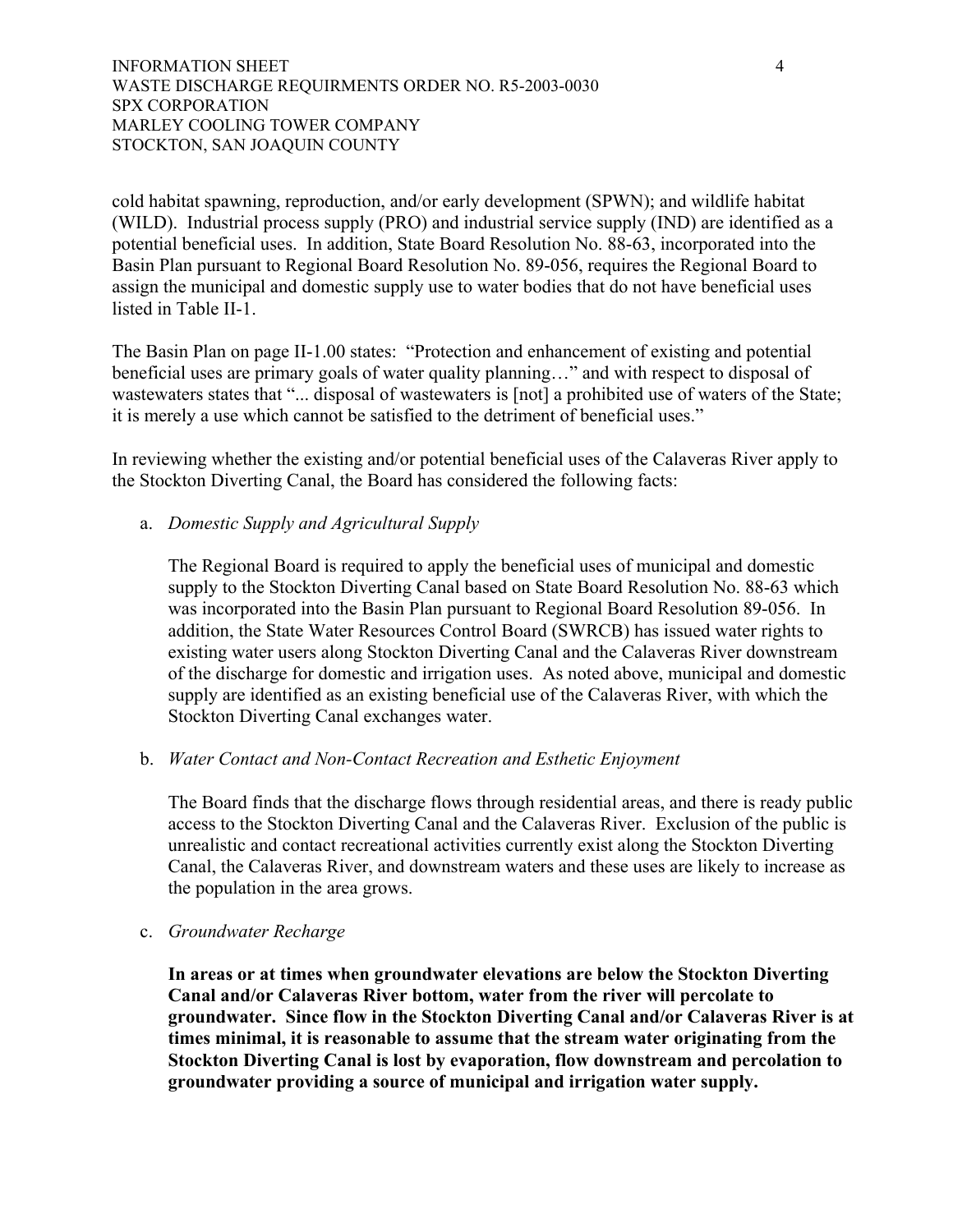cold habitat spawning, reproduction, and/or early development (SPWN); and wildlife habitat (WILD). Industrial process supply (PRO) and industrial service supply (IND) are identified as a potential beneficial uses. In addition, State Board Resolution No. 88-63, incorporated into the Basin Plan pursuant to Regional Board Resolution No. 89-056, requires the Regional Board to assign the municipal and domestic supply use to water bodies that do not have beneficial uses listed in Table II-1.

The Basin Plan on page II-1.00 states: "Protection and enhancement of existing and potential beneficial uses are primary goals of water quality planning…" and with respect to disposal of wastewaters states that "... disposal of wastewaters is [not] a prohibited use of waters of the State; it is merely a use which cannot be satisfied to the detriment of beneficial uses."

In reviewing whether the existing and/or potential beneficial uses of the Calaveras River apply to the Stockton Diverting Canal, the Board has considered the following facts:

a. *Domestic Supply and Agricultural Supply*

   The Regional Board is required to apply the beneficial uses of municipal and domestic supply to the Stockton Diverting Canal based on State Board Resolution No. 88-63 which was incorporated into the Basin Plan pursuant to Regional Board Resolution 89-056. In addition, the State Water Resources Control Board (SWRCB) has issued water rights to existing water users along Stockton Diverting Canal and the Calaveras River downstream of the discharge for domestic and irrigation uses. As noted above, municipal and domestic supply are identified as an existing beneficial use of the Calaveras River, with which the Stockton Diverting Canal exchanges water.

b. *Water Contact and Non-Contact Recreation and Esthetic Enjoyment*

   The Board finds that the discharge flows through residential areas, and there is ready public access to the Stockton Diverting Canal and the Calaveras River. Exclusion of the public is unrealistic and contact recreational activities currently exist along the Stockton Diverting Canal, the Calaveras River, and downstream waters and these uses are likely to increase as the population in the area grows.

c. *Groundwater Recharge*

   **In areas or at times when groundwater elevations are below the Stockton Diverting Canal and/or Calaveras River bottom, water from the river will percolate to groundwater. Since flow in the Stockton Diverting Canal and/or Calaveras River is at times minimal, it is reasonable to assume that the stream water originating from the Stockton Diverting Canal is lost by evaporation, flow downstream and percolation to groundwater providing a source of municipal and irrigation water supply.**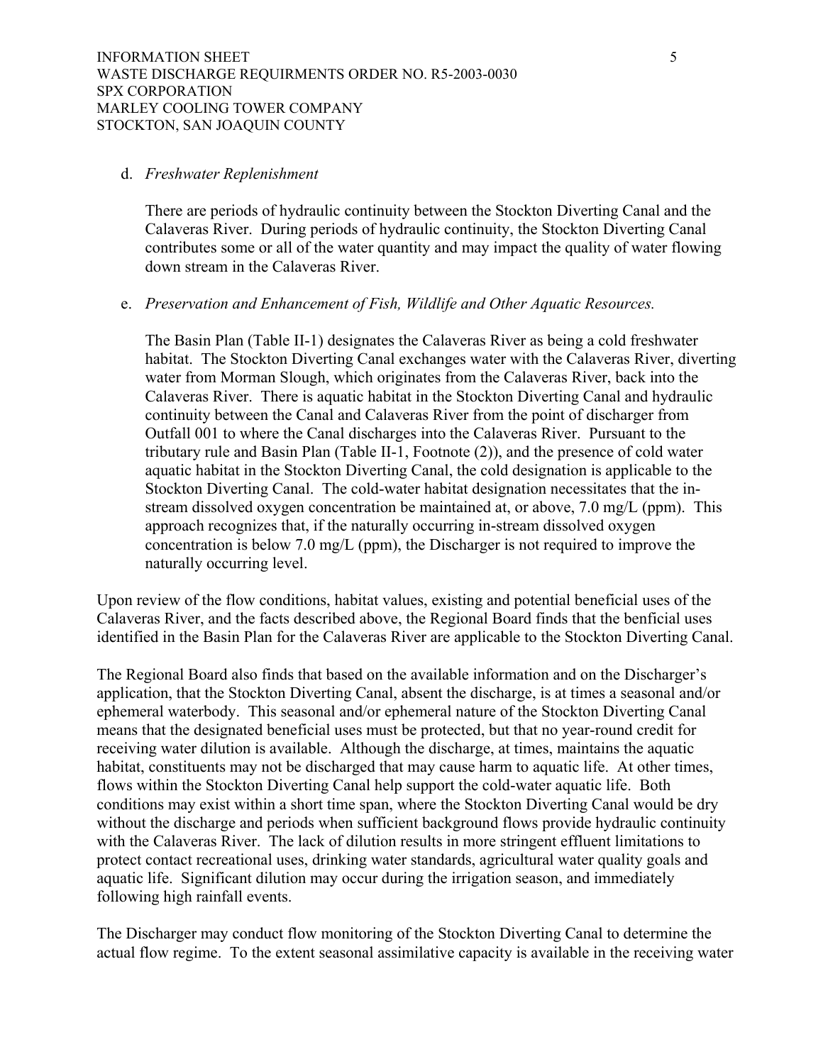d. *Freshwater Replenishment*

   There are periods of hydraulic continuity between the Stockton Diverting Canal and the Calaveras River. During periods of hydraulic continuity, the Stockton Diverting Canal contributes some or all of the water quantity and may impact the quality of water flowing down stream in the Calaveras River.

e. *Preservation and Enhancement of Fish, Wildlife and Other Aquatic Resources.*

   The Basin Plan (Table II-1) designates the Calaveras River as being a cold freshwater habitat. The Stockton Diverting Canal exchanges water with the Calaveras River, diverting water from Morman Slough, which originates from the Calaveras River, back into the Calaveras River. There is aquatic habitat in the Stockton Diverting Canal and hydraulic continuity between the Canal and Calaveras River from the point of discharger from Outfall 001 to where the Canal discharges into the Calaveras River. Pursuant to the tributary rule and Basin Plan (Table II-1, Footnote (2)), and the presence of cold water aquatic habitat in the Stockton Diverting Canal, the cold designation is applicable to the Stockton Diverting Canal. The cold-water habitat designation necessitates that the in-stream dissolved oxygen concentration be maintained at, or above, 7.0 mg/L (ppm). This approach recognizes that, if the naturally occurring in-stream dissolved oxygen concentration is below 7.0 mg/L (ppm), the Discharger is not required to improve the naturally occurring level.

Upon review of the flow conditions, habitat values, existing and potential beneficial uses of the Calaveras River, and the facts described above, the Regional Board finds that the benficial uses identified in the Basin Plan for the Calaveras River are applicable to the Stockton Diverting Canal.

The Regional Board also finds that based on the available information and on the Discharger's application, that the Stockton Diverting Canal, absent the discharge, is at times a seasonal and/or ephemeral waterbody. This seasonal and/or ephemeral nature of the Stockton Diverting Canal means that the designated beneficial uses must be protected, but that no year-round credit for receiving water dilution is available. Although the discharge, at times, maintains the aquatic habitat, constituents may not be discharged that may cause harm to aquatic life. At other times, flows within the Stockton Diverting Canal help support the cold-water aquatic life. Both conditions may exist within a short time span, where the Stockton Diverting Canal would be dry without the discharge and periods when sufficient background flows provide hydraulic continuity with the Calaveras River. The lack of dilution results in more stringent effluent limitations to protect contact recreational uses, drinking water standards, agricultural water quality goals and aquatic life. Significant dilution may occur during the irrigation season, and immediately following high rainfall events.

The Discharger may conduct flow monitoring of the Stockton Diverting Canal to determine the actual flow regime. To the extent seasonal assimilative capacity is available in the receiving water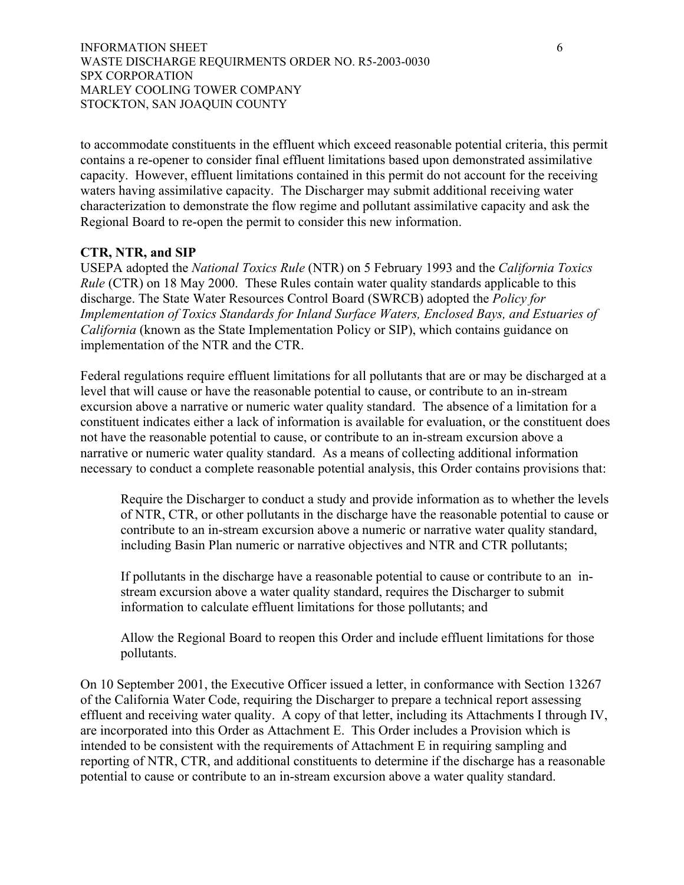to accommodate constituents in the effluent which exceed reasonable potential criteria, this permit contains a re-opener to consider final effluent limitations based upon demonstrated assimilative capacity. However, effluent limitations contained in this permit do not account for the receiving waters having assimilative capacity. The Discharger may submit additional receiving water characterization to demonstrate the flow regime and pollutant assimilative capacity and ask the Regional Board to re-open the permit to consider this new information.

**CTR, NTR, and SIP**

USEPA adopted the *National Toxics Rule* (NTR) on 5 February 1993 and the *California Toxics Rule* (CTR) on 18 May 2000. These Rules contain water quality standards applicable to this discharge. The State Water Resources Control Board (SWRCB) adopted the *Policy for Implementation of Toxics Standards for Inland Surface Waters, Enclosed Bays, and Estuaries of California* (known as the State Implementation Policy or SIP), which contains guidance on implementation of the NTR and the CTR.

Federal regulations require effluent limitations for all pollutants that are or may be discharged at a level that will cause or have the reasonable potential to cause, or contribute to an in-stream excursion above a narrative or numeric water quality standard. The absence of a limitation for a constituent indicates either a lack of information is available for evaluation, or the constituent does not have the reasonable potential to cause, or contribute to an in-stream excursion above a narrative or numeric water quality standard. As a means of collecting additional information necessary to conduct a complete reasonable potential analysis, this Order contains provisions that:

> Require the Discharger to conduct a study and provide information as to whether the levels of NTR, CTR, or other pollutants in the discharge have the reasonable potential to cause or contribute to an in-stream excursion above a numeric or narrative water quality standard, including Basin Plan numeric or narrative objectives and NTR and CTR pollutants;
>
> If pollutants in the discharge have a reasonable potential to cause or contribute to an in-stream excursion above a water quality standard, requires the Discharger to submit information to calculate effluent limitations for those pollutants; and
>
> Allow the Regional Board to reopen this Order and include effluent limitations for those pollutants.

On 10 September 2001, the Executive Officer issued a letter, in conformance with Section 13267 of the California Water Code, requiring the Discharger to prepare a technical report assessing effluent and receiving water quality. A copy of that letter, including its Attachments I through IV, are incorporated into this Order as Attachment E. This Order includes a Provision which is intended to be consistent with the requirements of Attachment E in requiring sampling and reporting of NTR, CTR, and additional constituents to determine if the discharge has a reasonable potential to cause or contribute to an in-stream excursion above a water quality standard.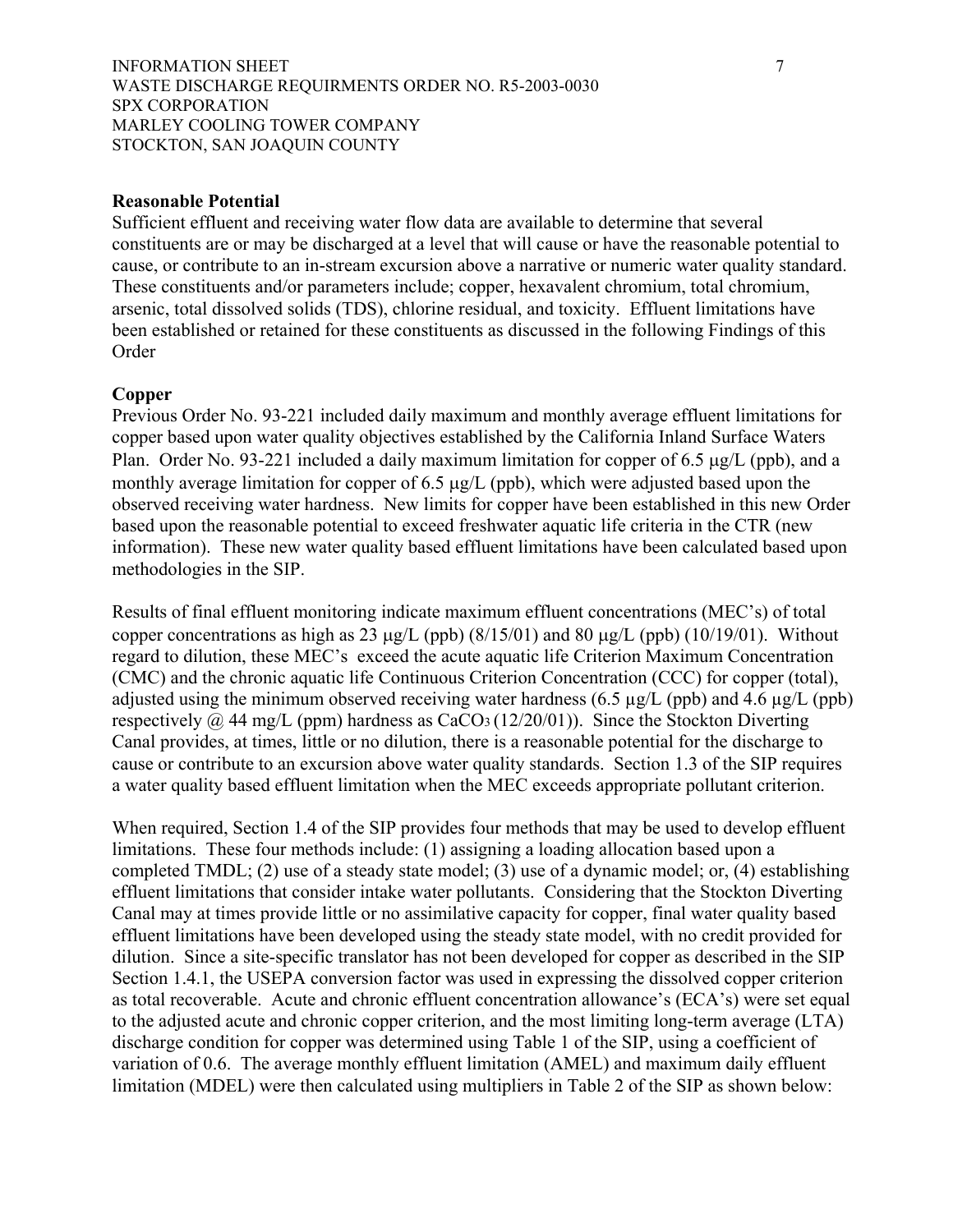## Reasonable Potential

Sufficient effluent and receiving water flow data are available to determine that several constituents are or may be discharged at a level that will cause or have the reasonable potential to cause, or contribute to an in-stream excursion above a narrative or numeric water quality standard. These constituents and/or parameters include; copper, hexavalent chromium, total chromium, arsenic, total dissolved solids (TDS), chlorine residual, and toxicity. Effluent limitations have been established or retained for these constituents as discussed in the following Findings of this Order

## Copper

Previous Order No. 93-221 included daily maximum and monthly average effluent limitations for copper based upon water quality objectives established by the California Inland Surface Waters Plan. Order No. 93-221 included a daily maximum limitation for copper of 6.5 μg/L (ppb), and a monthly average limitation for copper of 6.5 μg/L (ppb), which were adjusted based upon the observed receiving water hardness. New limits for copper have been established in this new Order based upon the reasonable potential to exceed freshwater aquatic life criteria in the CTR (new information). These new water quality based effluent limitations have been calculated based upon methodologies in the SIP.

Results of final effluent monitoring indicate maximum effluent concentrations (MEC's) of total copper concentrations as high as 23 μg/L (ppb) (8/15/01) and 80 μg/L (ppb) (10/19/01). Without regard to dilution, these MEC's exceed the acute aquatic life Criterion Maximum Concentration (CMC) and the chronic aquatic life Continuous Criterion Concentration (CCC) for copper (total), adjusted using the minimum observed receiving water hardness (6.5 μg/L (ppb) and 4.6 μg/L (ppb) respectively @ 44 mg/L (ppm) hardness as $CaCO_3$ (12/20/01)). Since the Stockton Diverting Canal provides, at times, little or no dilution, there is a reasonable potential for the discharge to cause or contribute to an excursion above water quality standards. Section 1.3 of the SIP requires a water quality based effluent limitation when the MEC exceeds appropriate pollutant criterion.

When required, Section 1.4 of the SIP provides four methods that may be used to develop effluent limitations. These four methods include: (1) assigning a loading allocation based upon a completed TMDL; (2) use of a steady state model; (3) use of a dynamic model; or, (4) establishing effluent limitations that consider intake water pollutants. Considering that the Stockton Diverting Canal may at times provide little or no assimilative capacity for copper, final water quality based effluent limitations have been developed using the steady state model, with no credit provided for dilution. Since a site-specific translator has not been developed for copper as described in the SIP Section 1.4.1, the USEPA conversion factor was used in expressing the dissolved copper criterion as total recoverable. Acute and chronic effluent concentration allowance's (ECA's) were set equal to the adjusted acute and chronic copper criterion, and the most limiting long-term average (LTA) discharge condition for copper was determined using Table 1 of the SIP, using a coefficient of variation of 0.6. The average monthly effluent limitation (AMEL) and maximum daily effluent limitation (MDEL) were then calculated using multipliers in Table 2 of the SIP as shown below: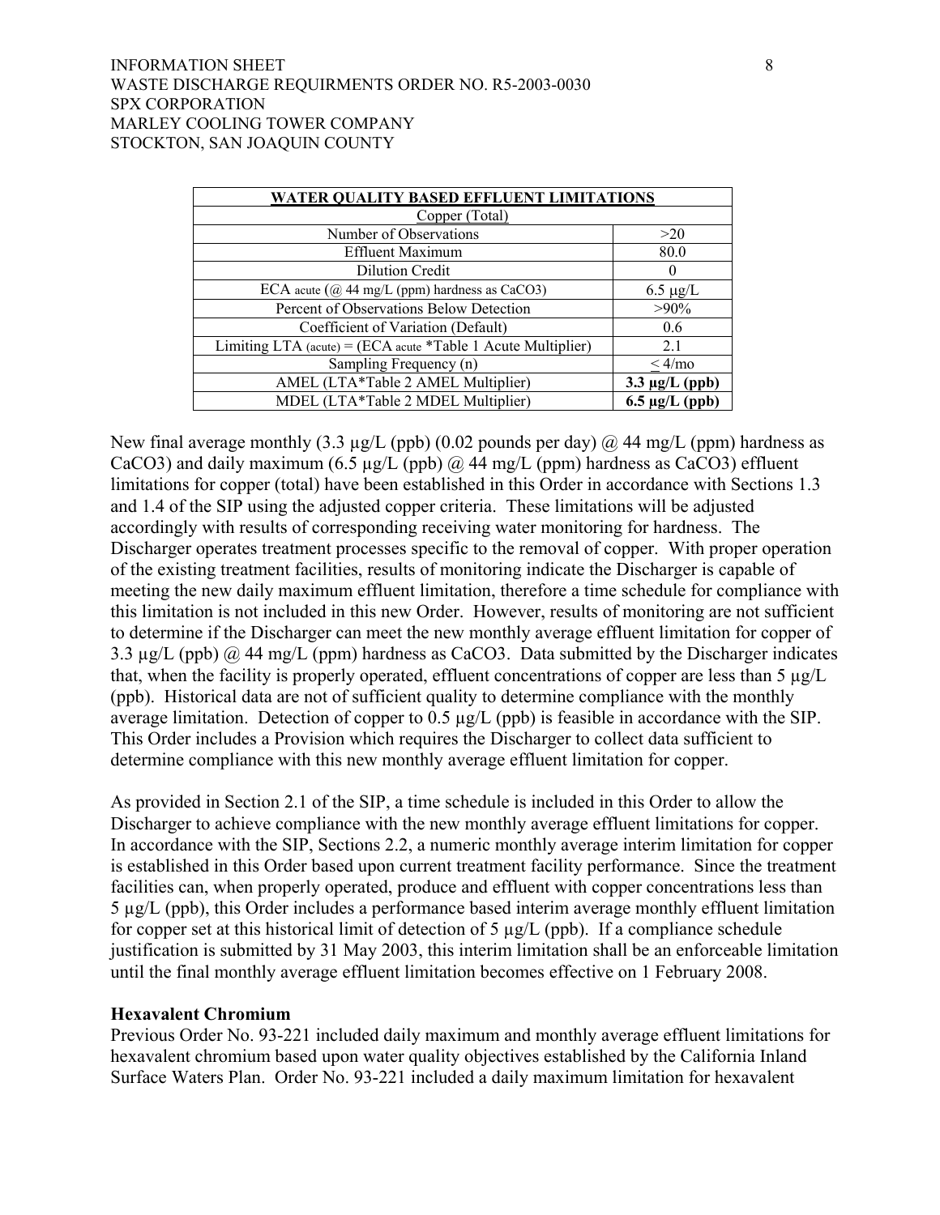| WATER QUALITY BASED EFFLUENT LIMITATIONS | |
|---|---|
| Copper (Total) | |
| Number of Observations | >20 |
| Effluent Maximum | 80.0 |
| Dilution Credit | 0 |
| ECA $_{acute}$ (@ 44 mg/L (ppm) hardness as $CaCO_3$) | 6.5 µg/L |
| Percent of Observations Below Detection | >90% |
| Coefficient of Variation (Default) | 0.6 |
| Limiting LTA $_{(acute)}$ = (ECA $_{acute}$ *Table 1 Acute Multiplier) | 2.1 |
| Sampling Frequency (n) | $\leq$ 4/mo |
| AMEL (LTA*Table 2 AMEL Multiplier) | **3.3 µg/L (ppb)** |
| MDEL (LTA*Table 2 MDEL Multiplier) | **6.5 µg/L (ppb)** |

New final average monthly (3.3 µg/L (ppb) (0.02 pounds per day) @ 44 mg/L (ppm) hardness as $CaCO_3$) and daily maximum (6.5 µg/L (ppb) @ 44 mg/L (ppm) hardness as $CaCO_3$) effluent limitations for copper (total) have been established in this Order in accordance with Sections 1.3 and 1.4 of the SIP using the adjusted copper criteria. These limitations will be adjusted accordingly with results of corresponding receiving water monitoring for hardness. The Discharger operates treatment processes specific to the removal of copper. With proper operation of the existing treatment facilities, results of monitoring indicate the Discharger is capable of meeting the new daily maximum effluent limitation, therefore a time schedule for compliance with this limitation is not included in this new Order. However, results of monitoring are not sufficient to determine if the Discharger can meet the new monthly average effluent limitation for copper of 3.3 µg/L (ppb) @ 44 mg/L (ppm) hardness as $CaCO_3$. Data submitted by the Discharger indicates that, when the facility is properly operated, effluent concentrations of copper are less than 5 µg/L (ppb). Historical data are not of sufficient quality to determine compliance with the monthly average limitation. Detection of copper to 0.5 µg/L (ppb) is feasible in accordance with the SIP. This Order includes a Provision which requires the Discharger to collect data sufficient to determine compliance with this new monthly average effluent limitation for copper.

As provided in Section 2.1 of the SIP, a time schedule is included in this Order to allow the Discharger to achieve compliance with the new monthly average effluent limitations for copper. In accordance with the SIP, Sections 2.2, a numeric monthly average interim limitation for copper is established in this Order based upon current treatment facility performance. Since the treatment facilities can, when properly operated, produce and effluent with copper concentrations less than 5 µg/L (ppb), this Order includes a performance based interim average monthly effluent limitation for copper set at this historical limit of detection of 5 µg/L (ppb). If a compliance schedule justification is submitted by 31 May 2003, this interim limitation shall be an enforceable limitation until the final monthly average effluent limitation becomes effective on 1 February 2008.

**Hexavalent Chromium**

Previous Order No. 93-221 included daily maximum and monthly average effluent limitations for hexavalent chromium based upon water quality objectives established by the California Inland Surface Waters Plan. Order No. 93-221 included a daily maximum limitation for hexavalent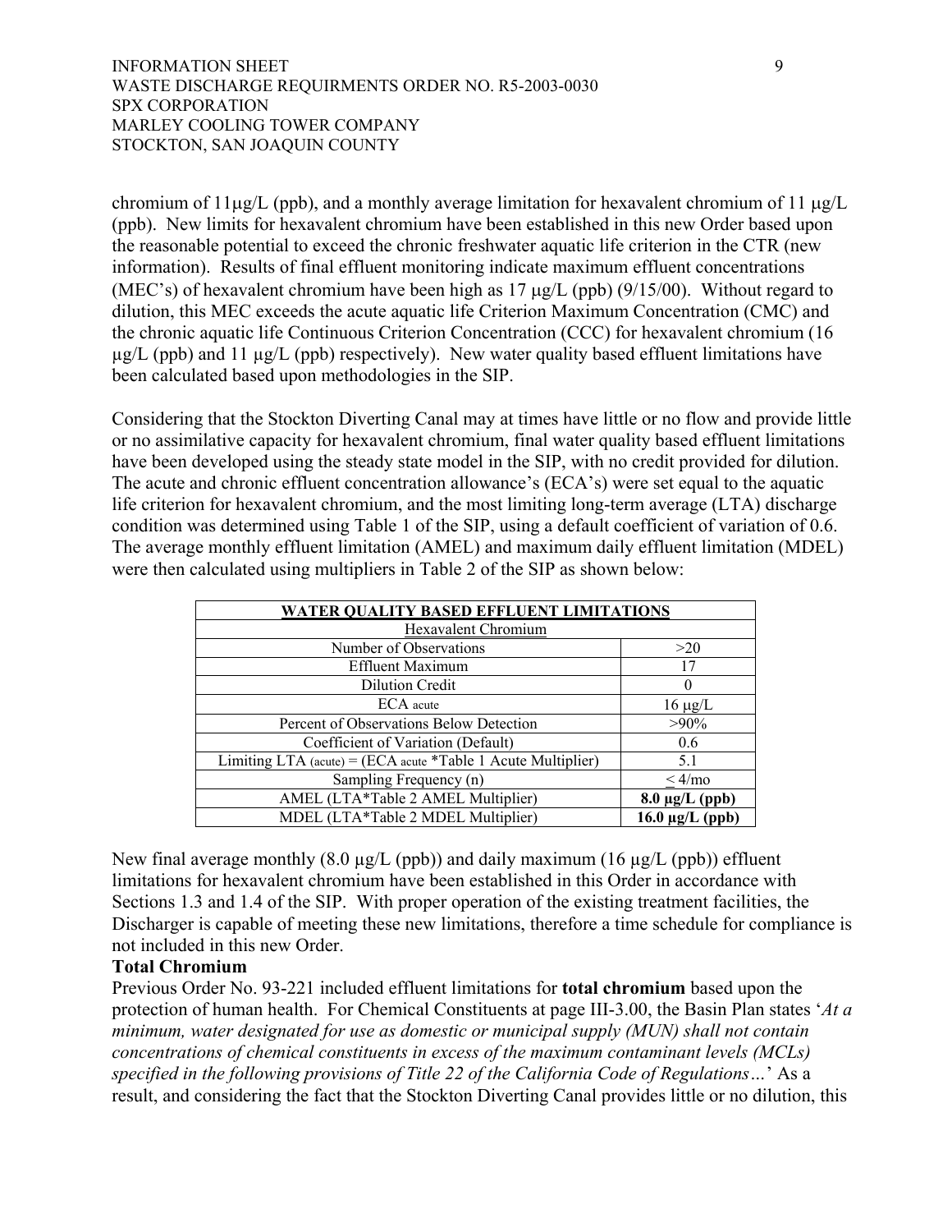chromium of 11µg/L (ppb), and a monthly average limitation for hexavalent chromium of 11 µg/L (ppb). New limits for hexavalent chromium have been established in this new Order based upon the reasonable potential to exceed the chronic freshwater aquatic life criterion in the CTR (new information). Results of final effluent monitoring indicate maximum effluent concentrations (MEC's) of hexavalent chromium have been high as 17 µg/L (ppb) (9/15/00). Without regard to dilution, this MEC exceeds the acute aquatic life Criterion Maximum Concentration (CMC) and the chronic aquatic life Continuous Criterion Concentration (CCC) for hexavalent chromium (16 µg/L (ppb) and 11 µg/L (ppb) respectively). New water quality based effluent limitations have been calculated based upon methodologies in the SIP.

Considering that the Stockton Diverting Canal may at times have little or no flow and provide little or no assimilative capacity for hexavalent chromium, final water quality based effluent limitations have been developed using the steady state model in the SIP, with no credit provided for dilution. The acute and chronic effluent concentration allowance's (ECA's) were set equal to the aquatic life criterion for hexavalent chromium, and the most limiting long-term average (LTA) discharge condition was determined using Table 1 of the SIP, using a default coefficient of variation of 0.6. The average monthly effluent limitation (AMEL) and maximum daily effluent limitation (MDEL) were then calculated using multipliers in Table 2 of the SIP as shown below:

| **WATER QUALITY BASED EFFLUENT LIMITATIONS** | |
|---|---|
| Hexavalent Chromium | |
| Number of Observations | >20 |
| Effluent Maximum | 17 |
| Dilution Credit | 0 |
| $ECA_{acute}$ | 16 µg/L |
| Percent of Observations Below Detection | >90% |
| Coefficient of Variation (Default) | 0.6 |
| Limiting $LTA_{(acute)}$ = ($ECA_{acute}$ *Table 1 Acute Multiplier) | 5.1 |
| Sampling Frequency (n) | $\leq$ 4/mo |
| AMEL (LTA*Table 2 AMEL Multiplier) | **8.0 µg/L (ppb)** |
| MDEL (LTA*Table 2 MDEL Multiplier) | **16.0 µg/L (ppb)** |

New final average monthly (8.0 µg/L (ppb)) and daily maximum (16 µg/L (ppb)) effluent limitations for hexavalent chromium have been established in this Order in accordance with Sections 1.3 and 1.4 of the SIP. With proper operation of the existing treatment facilities, the Discharger is capable of meeting these new limitations, therefore a time schedule for compliance is not included in this new Order.

**Total Chromium**

Previous Order No. 93-221 included effluent limitations for **total chromium** based upon the protection of human health. For Chemical Constituents at page III-3.00, the Basin Plan states '*At a minimum, water designated for use as domestic or municipal supply (MUN) shall not contain concentrations of chemical constituents in excess of the maximum contaminant levels (MCLs) specified in the following provisions of Title 22 of the California Code of Regulations…*' As a result, and considering the fact that the Stockton Diverting Canal provides little or no dilution, this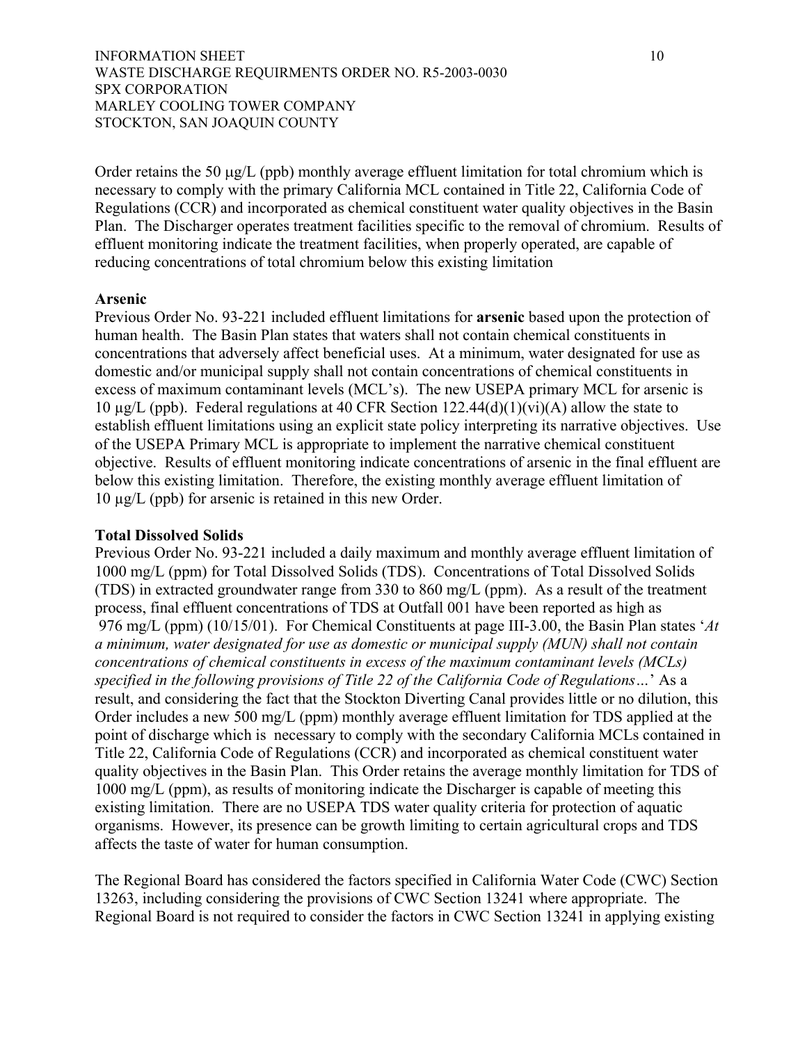Order retains the 50 µg/L (ppb) monthly average effluent limitation for total chromium which is necessary to comply with the primary California MCL contained in Title 22, California Code of Regulations (CCR) and incorporated as chemical constituent water quality objectives in the Basin Plan. The Discharger operates treatment facilities specific to the removal of chromium. Results of effluent monitoring indicate the treatment facilities, when properly operated, are capable of reducing concentrations of total chromium below this existing limitation

**Arsenic**

Previous Order No. 93-221 included effluent limitations for **arsenic** based upon the protection of human health. The Basin Plan states that waters shall not contain chemical constituents in concentrations that adversely affect beneficial uses. At a minimum, water designated for use as domestic and/or municipal supply shall not contain concentrations of chemical constituents in excess of maximum contaminant levels (MCL's). The new USEPA primary MCL for arsenic is 10 µg/L (ppb). Federal regulations at 40 CFR Section 122.44(d)(1)(vi)(A) allow the state to establish effluent limitations using an explicit state policy interpreting its narrative objectives. Use of the USEPA Primary MCL is appropriate to implement the narrative chemical constituent objective. Results of effluent monitoring indicate concentrations of arsenic in the final effluent are below this existing limitation. Therefore, the existing monthly average effluent limitation of 10 µg/L (ppb) for arsenic is retained in this new Order.

**Total Dissolved Solids**

Previous Order No. 93-221 included a daily maximum and monthly average effluent limitation of 1000 mg/L (ppm) for Total Dissolved Solids (TDS). Concentrations of Total Dissolved Solids (TDS) in extracted groundwater range from 330 to 860 mg/L (ppm). As a result of the treatment process, final effluent concentrations of TDS at Outfall 001 have been reported as high as 976 mg/L (ppm) (10/15/01). For Chemical Constituents at page III-3.00, the Basin Plan states '*At a minimum, water designated for use as domestic or municipal supply (MUN) shall not contain concentrations of chemical constituents in excess of the maximum contaminant levels (MCLs) specified in the following provisions of Title 22 of the California Code of Regulations…*' As a result, and considering the fact that the Stockton Diverting Canal provides little or no dilution, this Order includes a new 500 mg/L (ppm) monthly average effluent limitation for TDS applied at the point of discharge which is necessary to comply with the secondary California MCLs contained in Title 22, California Code of Regulations (CCR) and incorporated as chemical constituent water quality objectives in the Basin Plan. This Order retains the average monthly limitation for TDS of 1000 mg/L (ppm), as results of monitoring indicate the Discharger is capable of meeting this existing limitation. There are no USEPA TDS water quality criteria for protection of aquatic organisms. However, its presence can be growth limiting to certain agricultural crops and TDS affects the taste of water for human consumption.

The Regional Board has considered the factors specified in California Water Code (CWC) Section 13263, including considering the provisions of CWC Section 13241 where appropriate. The Regional Board is not required to consider the factors in CWC Section 13241 in applying existing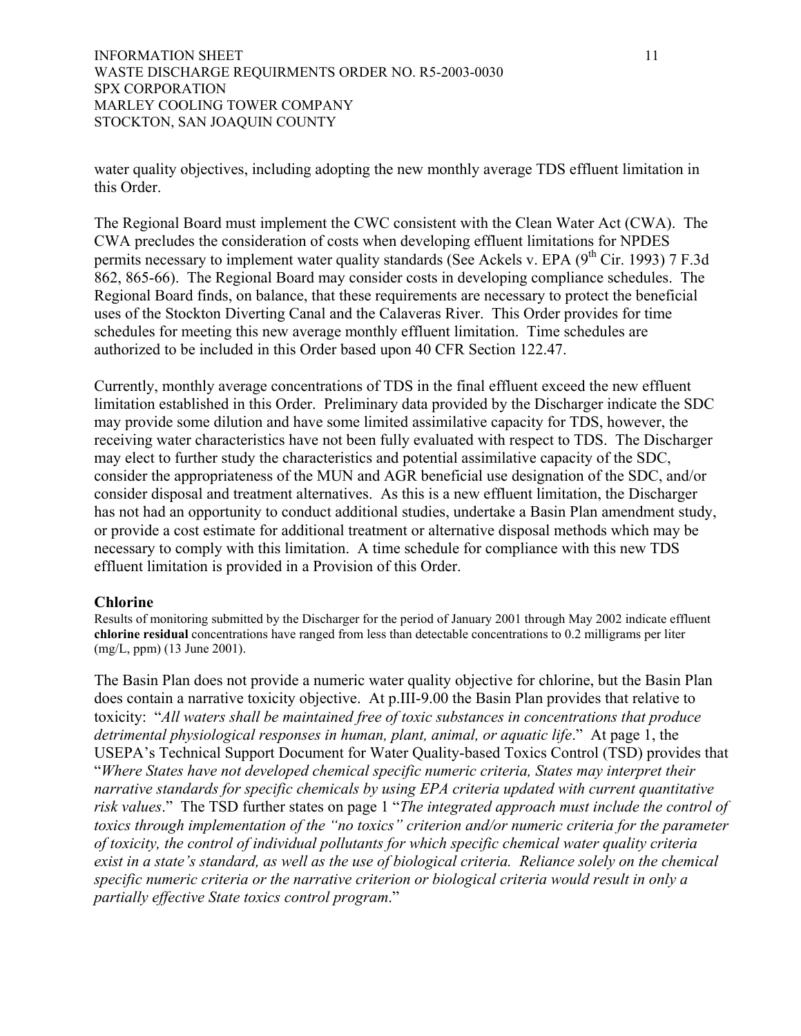water quality objectives, including adopting the new monthly average TDS effluent limitation in this Order.

The Regional Board must implement the CWC consistent with the Clean Water Act (CWA). The CWA precludes the consideration of costs when developing effluent limitations for NPDES permits necessary to implement water quality standards (See Ackels v. EPA (9th Cir. 1993) 7 F.3d 862, 865-66). The Regional Board may consider costs in developing compliance schedules. The Regional Board finds, on balance, that these requirements are necessary to protect the beneficial uses of the Stockton Diverting Canal and the Calaveras River. This Order provides for time schedules for meeting this new average monthly effluent limitation. Time schedules are authorized to be included in this Order based upon 40 CFR Section 122.47.

Currently, monthly average concentrations of TDS in the final effluent exceed the new effluent limitation established in this Order. Preliminary data provided by the Discharger indicate the SDC may provide some dilution and have some limited assimilative capacity for TDS, however, the receiving water characteristics have not been fully evaluated with respect to TDS. The Discharger may elect to further study the characteristics and potential assimilative capacity of the SDC, consider the appropriateness of the MUN and AGR beneficial use designation of the SDC, and/or consider disposal and treatment alternatives. As this is a new effluent limitation, the Discharger has not had an opportunity to conduct additional studies, undertake a Basin Plan amendment study, or provide a cost estimate for additional treatment or alternative disposal methods which may be necessary to comply with this limitation. A time schedule for compliance with this new TDS effluent limitation is provided in a Provision of this Order.

**Chlorine**

Results of monitoring submitted by the Discharger for the period of January 2001 through May 2002 indicate effluent **chlorine residual** concentrations have ranged from less than detectable concentrations to 0.2 milligrams per liter (mg/L, ppm) (13 June 2001).

The Basin Plan does not provide a numeric water quality objective for chlorine, but the Basin Plan does contain a narrative toxicity objective. At p.III-9.00 the Basin Plan provides that relative to toxicity: "*All waters shall be maintained free of toxic substances in concentrations that produce detrimental physiological responses in human, plant, animal, or aquatic life*." At page 1, the USEPA's Technical Support Document for Water Quality-based Toxics Control (TSD) provides that "*Where States have not developed chemical specific numeric criteria, States may interpret their narrative standards for specific chemicals by using EPA criteria updated with current quantitative risk values*." The TSD further states on page 1 "*The integrated approach must include the control of toxics through implementation of the "no toxics" criterion and/or numeric criteria for the parameter of toxicity, the control of individual pollutants for which specific chemical water quality criteria exist in a state's standard, as well as the use of biological criteria. Reliance solely on the chemical specific numeric criteria or the narrative criterion or biological criteria would result in only a partially effective State toxics control program*."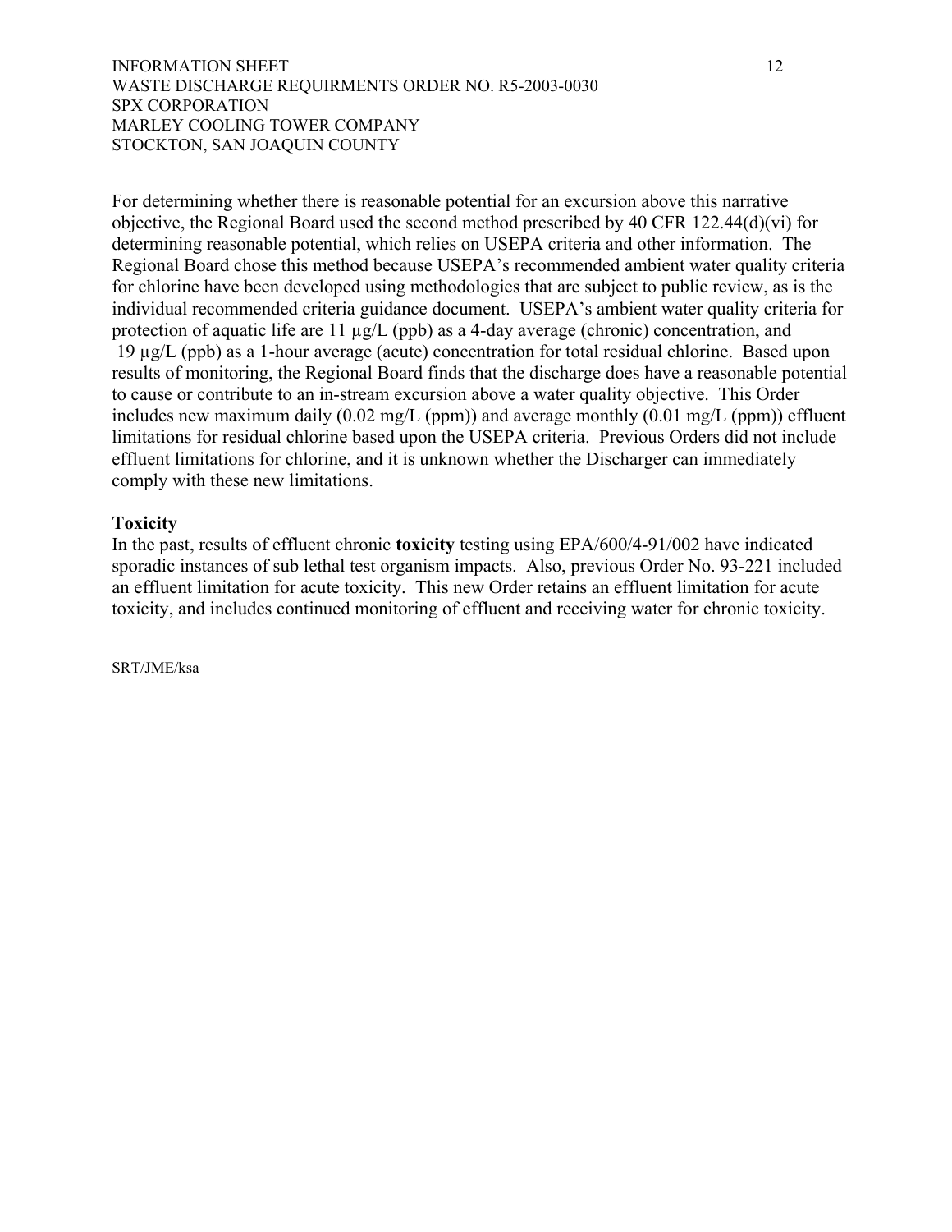For determining whether there is reasonable potential for an excursion above this narrative objective, the Regional Board used the second method prescribed by 40 CFR 122.44(d)(vi) for determining reasonable potential, which relies on USEPA criteria and other information. The Regional Board chose this method because USEPA's recommended ambient water quality criteria for chlorine have been developed using methodologies that are subject to public review, as is the individual recommended criteria guidance document. USEPA's ambient water quality criteria for protection of aquatic life are 11 µg/L (ppb) as a 4-day average (chronic) concentration, and 19 µg/L (ppb) as a 1-hour average (acute) concentration for total residual chlorine. Based upon results of monitoring, the Regional Board finds that the discharge does have a reasonable potential to cause or contribute to an in-stream excursion above a water quality objective. This Order includes new maximum daily (0.02 mg/L (ppm)) and average monthly (0.01 mg/L (ppm)) effluent limitations for residual chlorine based upon the USEPA criteria. Previous Orders did not include effluent limitations for chlorine, and it is unknown whether the Discharger can immediately comply with these new limitations.

**Toxicity**

In the past, results of effluent chronic **toxicity** testing using EPA/600/4-91/002 have indicated sporadic instances of sub lethal test organism impacts. Also, previous Order No. 93-221 included an effluent limitation for acute toxicity. This new Order retains an effluent limitation for acute toxicity, and includes continued monitoring of effluent and receiving water for chronic toxicity.

SRT/JME/ksa